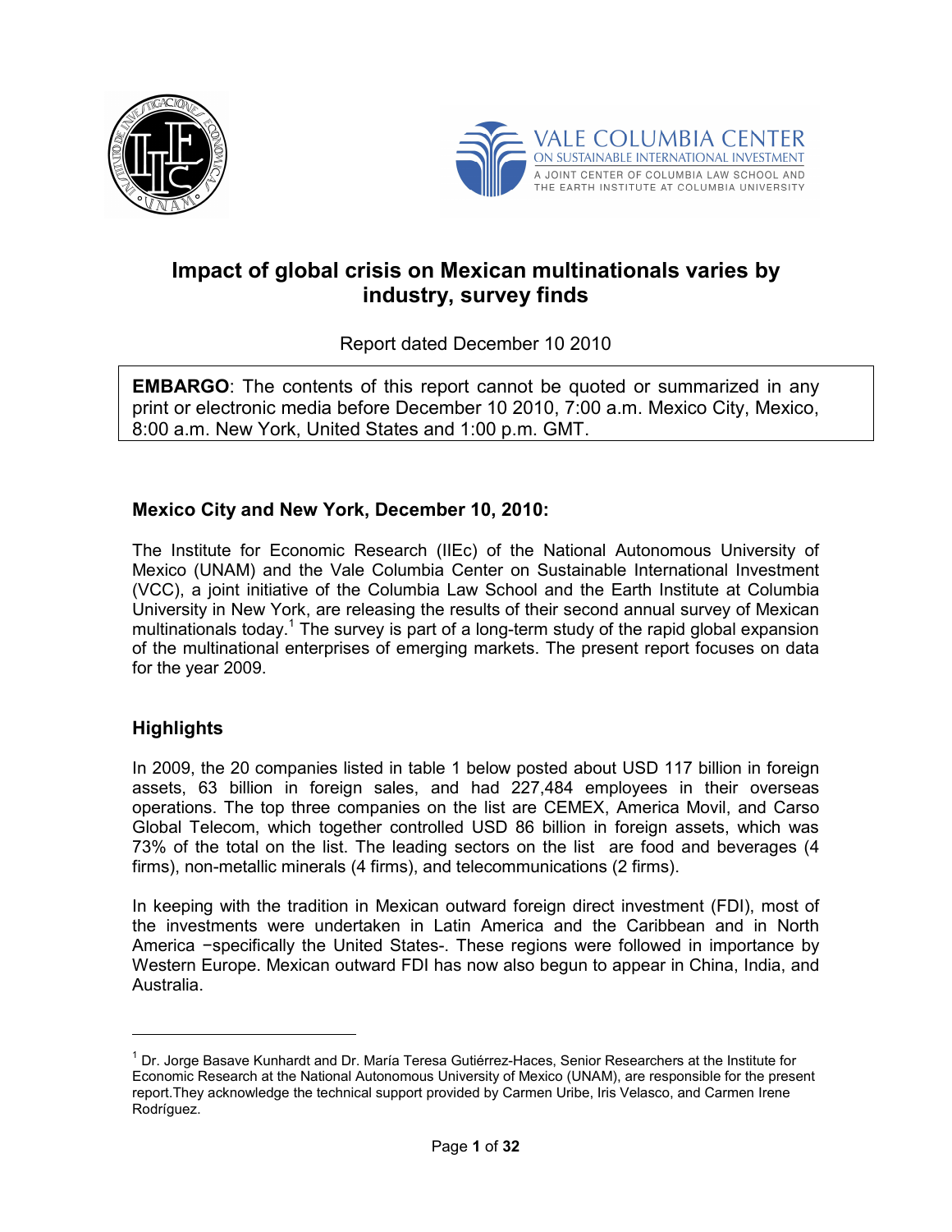# Impact of global crisis on Mexican multinationals varies by industry, survey finds

Report dated December 10 2010

**EMBARGO**: The contents of this report cannot be quoted or summarized in any print or electronic media before December 10 2010, 7:00 a.m. Mexico City, Mexico, 8:00 a.m. New York, United States and 1:00 p.m. GMT.

**Mexico City and New York, December 10, 2010:**

The Institute for Economic Research (IIEc) of the National Autonomous University of Mexico (UNAM) and the Vale Columbia Center on Sustainable International Investment (VCC), a joint initiative of the Columbia Law School and the Earth Institute at Columbia University in New York, are releasing the results of their second annual survey of Mexican multinationals today.[1] The survey is part of a long-term study of the rapid global expansion of the multinational enterprises of emerging markets. The present report focuses on data for the year 2009.

## Highlights

In 2009, the 20 companies listed in table 1 below posted about USD 117 billion in foreign assets, 63 billion in foreign sales, and had 227,484 employees in their overseas operations. The top three companies on the list are CEMEX, America Movil, and Carso Global Telecom, which together controlled USD 86 billion in foreign assets, which was 73% of the total on the list. The leading sectors on the list are food and beverages (4 firms), non-metallic minerals (4 firms), and telecommunications (2 firms).

In keeping with the tradition in Mexican outward foreign direct investment (FDI), most of the investments were undertaken in Latin America and the Caribbean and in North America −specifically the United States-. These regions were followed in importance by Western Europe. Mexican outward FDI has now also begun to appear in China, India, and Australia.

---

[1] Dr. Jorge Basave Kunhardt and Dr. María Teresa Gutiérrez-Haces, Senior Researchers at the Institute for Economic Research at the National Autonomous University of Mexico (UNAM), are responsible for the present report.They acknowledge the technical support provided by Carmen Uribe, Iris Velasco, and Carmen Irene Rodríguez.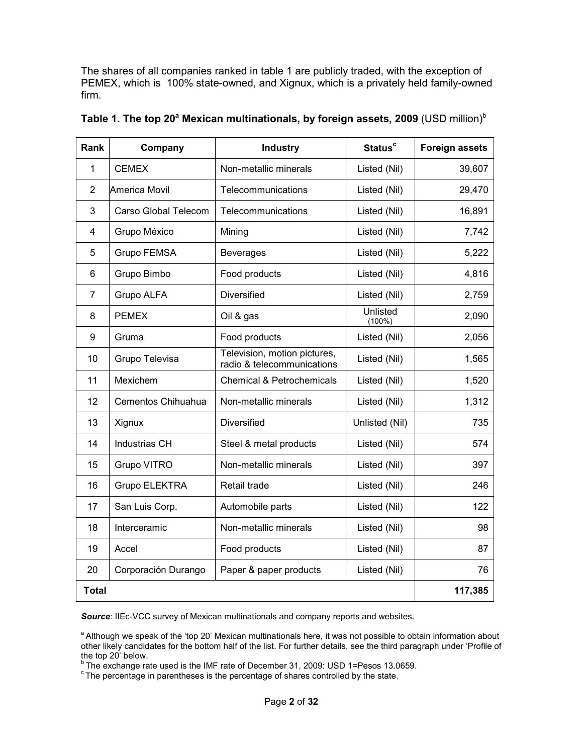The shares of all companies ranked in table 1 are publicly traded, with the exception of PEMEX, which is 100% state-owned, and Xignux, which is a privately held family-owned firm.

**Table 1. The top 20[a] Mexican multinationals, by foreign assets, 2009** (USD million)[b]

| Rank | Company | Industry | Status[c] | Foreign assets |
|---|---|---|---|---|
| 1 | CEMEX | Non-metallic minerals | Listed (Nil) | 39,607 |
| 2 | America Movil | Telecommunications | Listed (Nil) | 29,470 |
| 3 | Carso Global Telecom | Telecommunications | Listed (Nil) | 16,891 |
| 4 | Grupo México | Mining | Listed (Nil) | 7,742 |
| 5 | Grupo FEMSA | Beverages | Listed (Nil) | 5,222 |
| 6 | Grupo Bimbo | Food products | Listed (Nil) | 4,816 |
| 7 | Grupo ALFA | Diversified | Listed (Nil) | 2,759 |
| 8 | PEMEX | Oil & gas | Unlisted (100%) | 2,090 |
| 9 | Gruma | Food products | Listed (Nil) | 2,056 |
| 10 | Grupo Televisa | Television, motion pictures, radio & telecommunications | Listed (Nil) | 1,565 |
| 11 | Mexichem | Chemical & Petrochemicals | Listed (Nil) | 1,520 |
| 12 | Cementos Chihuahua | Non-metallic minerals | Listed (Nil) | 1,312 |
| 13 | Xignux | Diversified | Unlisted (Nil) | 735 |
| 14 | Industrias CH | Steel & metal products | Listed (Nil) | 574 |
| 15 | Grupo VITRO | Non-metallic minerals | Listed (Nil) | 397 |
| 16 | Grupo ELEKTRA | Retail trade | Listed (Nil) | 246 |
| 17 | San Luis Corp. | Automobile parts | Listed (Nil) | 122 |
| 18 | Interceramic | Non-metallic minerals | Listed (Nil) | 98 |
| 19 | Accel | Food products | Listed (Nil) | 87 |
| 20 | Corporación Durango | Paper & paper products | Listed (Nil) | 76 |
| **Total** | | | | **117,385** |

***Source***: IIEc-VCC survey of Mexican multinationals and company reports and websites.

[a] Although we speak of the 'top 20' Mexican multinationals here, it was not possible to obtain information about other likely candidates for the bottom half of the list. For further details, see the third paragraph under 'Profile of the top 20' below.

[b] The exchange rate used is the IMF rate of December 31, 2009: USD 1=Pesos 13.0659.

[c] The percentage in parentheses is the percentage of shares controlled by the state.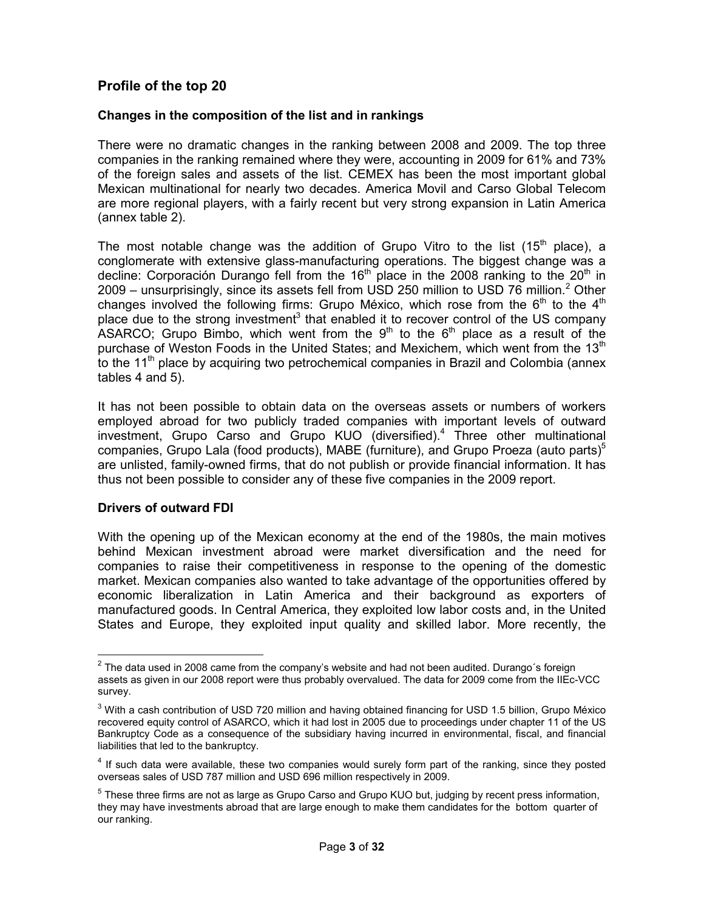## Profile of the top 20

### Changes in the composition of the list and in rankings

There were no dramatic changes in the ranking between 2008 and 2009. The top three companies in the ranking remained where they were, accounting in 2009 for 61% and 73% of the foreign sales and assets of the list. CEMEX has been the most important global Mexican multinational for nearly two decades. America Movil and Carso Global Telecom are more regional players, with a fairly recent but very strong expansion in Latin America (annex table 2).

The most notable change was the addition of Grupo Vitro to the list (15$^{th}$ place), a conglomerate with extensive glass-manufacturing operations. The biggest change was a decline: Corporación Durango fell from the 16$^{th}$ place in the 2008 ranking to the 20$^{th}$ in 2009 – unsurprisingly, since its assets fell from USD 250 million to USD 76 million.[2] Other changes involved the following firms: Grupo México, which rose from the 6$^{th}$ to the 4$^{th}$ place due to the strong investment[3] that enabled it to recover control of the US company ASARCO; Grupo Bimbo, which went from the 9$^{th}$ to the 6$^{th}$ place as a result of the purchase of Weston Foods in the United States; and Mexichem, which went from the 13$^{th}$ to the 11$^{th}$ place by acquiring two petrochemical companies in Brazil and Colombia (annex tables 4 and 5).

It has not been possible to obtain data on the overseas assets or numbers of workers employed abroad for two publicly traded companies with important levels of outward investment, Grupo Carso and Grupo KUO (diversified).[4] Three other multinational companies, Grupo Lala (food products), MABE (furniture), and Grupo Proeza (auto parts)[5] are unlisted, family-owned firms, that do not publish or provide financial information. It has thus not been possible to consider any of these five companies in the 2009 report.

### Drivers of outward FDI

With the opening up of the Mexican economy at the end of the 1980s, the main motives behind Mexican investment abroad were market diversification and the need for companies to raise their competitiveness in response to the opening of the domestic market. Mexican companies also wanted to take advantage of the opportunities offered by economic liberalization in Latin America and their background as exporters of manufactured goods. In Central America, they exploited low labor costs and, in the United States and Europe, they exploited input quality and skilled labor. More recently, the

---

[2] The data used in 2008 came from the company's website and had not been audited. Durango´s foreign assets as given in our 2008 report were thus probably overvalued. The data for 2009 come from the IIEc-VCC survey.

[3] With a cash contribution of USD 720 million and having obtained financing for USD 1.5 billion, Grupo México recovered equity control of ASARCO, which it had lost in 2005 due to proceedings under chapter 11 of the US Bankruptcy Code as a consequence of the subsidiary having incurred in environmental, fiscal, and financial liabilities that led to the bankruptcy.

[4] If such data were available, these two companies would surely form part of the ranking, since they posted overseas sales of USD 787 million and USD 696 million respectively in 2009.

[5] These three firms are not as large as Grupo Carso and Grupo KUO but, judging by recent press information, they may have investments abroad that are large enough to make them candidates for the bottom quarter of our ranking.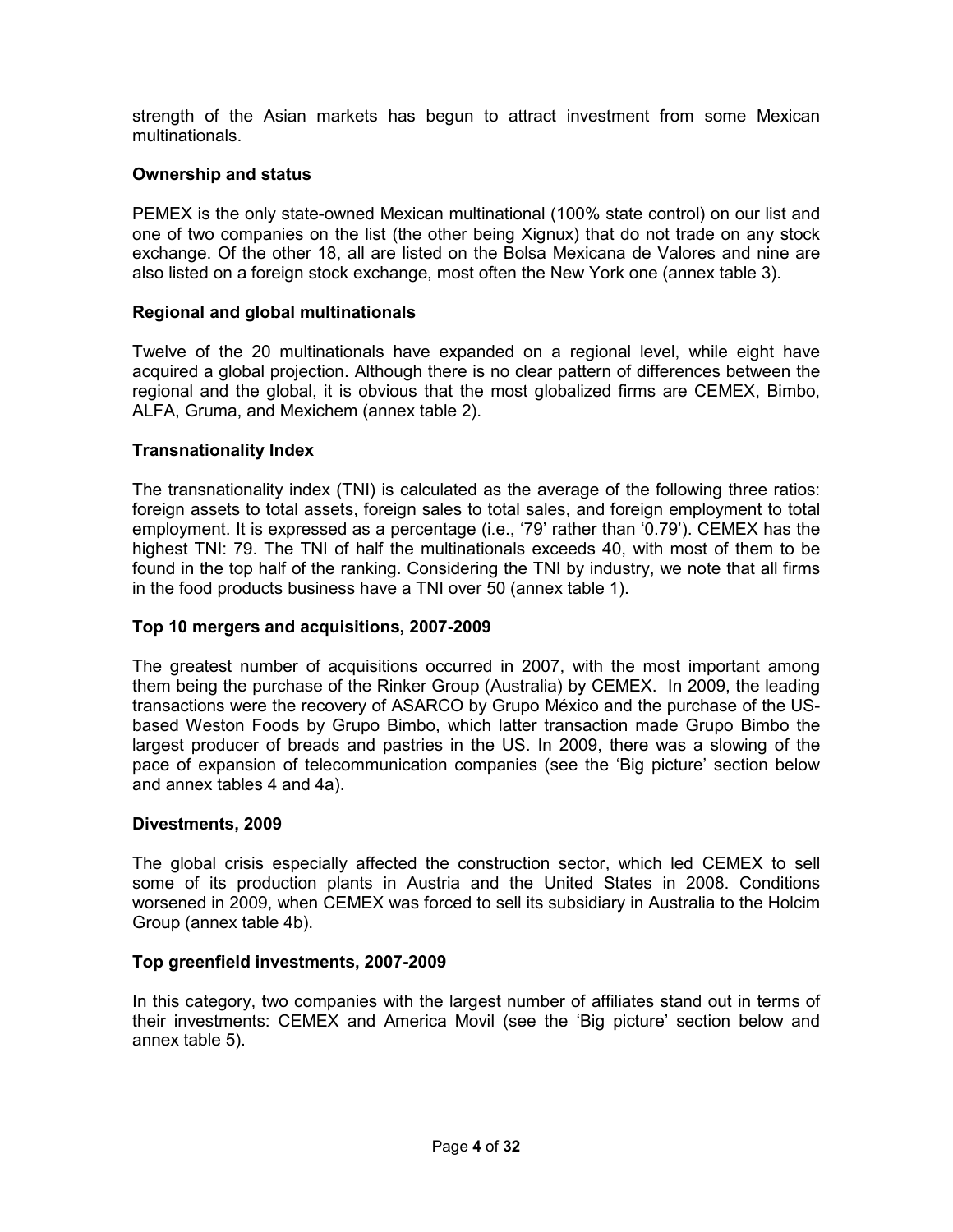strength of the Asian markets has begun to attract investment from some Mexican multinationals.

**Ownership and status**

PEMEX is the only state-owned Mexican multinational (100% state control) on our list and one of two companies on the list (the other being Xignux) that do not trade on any stock exchange. Of the other 18, all are listed on the Bolsa Mexicana de Valores and nine are also listed on a foreign stock exchange, most often the New York one (annex table 3).

**Regional and global multinationals**

Twelve of the 20 multinationals have expanded on a regional level, while eight have acquired a global projection. Although there is no clear pattern of differences between the regional and the global, it is obvious that the most globalized firms are CEMEX, Bimbo, ALFA, Gruma, and Mexichem (annex table 2).

**Transnationality Index**

The transnationality index (TNI) is calculated as the average of the following three ratios: foreign assets to total assets, foreign sales to total sales, and foreign employment to total employment. It is expressed as a percentage (i.e., '79' rather than '0.79'). CEMEX has the highest TNI: 79. The TNI of half the multinationals exceeds 40, with most of them to be found in the top half of the ranking. Considering the TNI by industry, we note that all firms in the food products business have a TNI over 50 (annex table 1).

**Top 10 mergers and acquisitions, 2007-2009**

The greatest number of acquisitions occurred in 2007, with the most important among them being the purchase of the Rinker Group (Australia) by CEMEX. In 2009, the leading transactions were the recovery of ASARCO by Grupo México and the purchase of the US-based Weston Foods by Grupo Bimbo, which latter transaction made Grupo Bimbo the largest producer of breads and pastries in the US. In 2009, there was a slowing of the pace of expansion of telecommunication companies (see the 'Big picture' section below and annex tables 4 and 4a).

**Divestments, 2009**

The global crisis especially affected the construction sector, which led CEMEX to sell some of its production plants in Austria and the United States in 2008. Conditions worsened in 2009, when CEMEX was forced to sell its subsidiary in Australia to the Holcim Group (annex table 4b).

**Top greenfield investments, 2007-2009**

In this category, two companies with the largest number of affiliates stand out in terms of their investments: CEMEX and America Movil (see the 'Big picture' section below and annex table 5).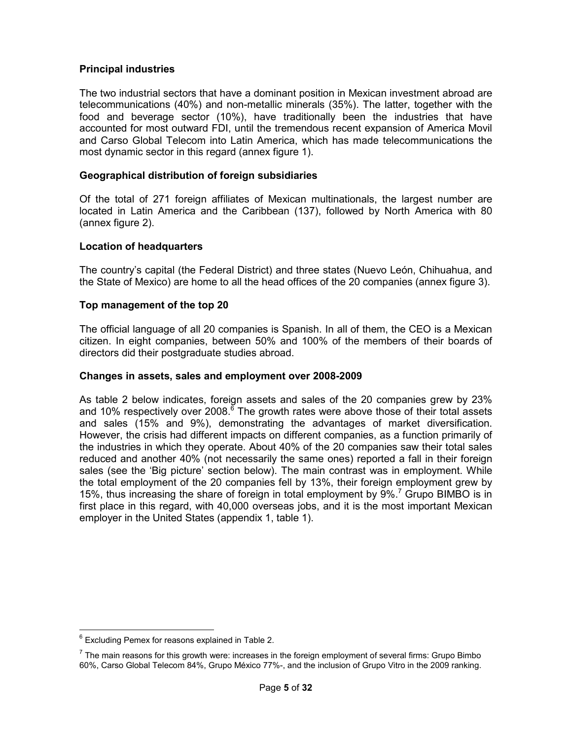### Principal industries

The two industrial sectors that have a dominant position in Mexican investment abroad are telecommunications (40%) and non-metallic minerals (35%). The latter, together with the food and beverage sector (10%), have traditionally been the industries that have accounted for most outward FDI, until the tremendous recent expansion of America Movil and Carso Global Telecom into Latin America, which has made telecommunications the most dynamic sector in this regard (annex figure 1).

### Geographical distribution of foreign subsidiaries

Of the total of 271 foreign affiliates of Mexican multinationals, the largest number are located in Latin America and the Caribbean (137), followed by North America with 80 (annex figure 2).

### Location of headquarters

The country's capital (the Federal District) and three states (Nuevo León, Chihuahua, and the State of Mexico) are home to all the head offices of the 20 companies (annex figure 3).

### Top management of the top 20

The official language of all 20 companies is Spanish. In all of them, the CEO is a Mexican citizen. In eight companies, between 50% and 100% of the members of their boards of directors did their postgraduate studies abroad.

### Changes in assets, sales and employment over 2008-2009

As table 2 below indicates, foreign assets and sales of the 20 companies grew by 23% and 10% respectively over 2008.[6] The growth rates were above those of their total assets and sales (15% and 9%), demonstrating the advantages of market diversification. However, the crisis had different impacts on different companies, as a function primarily of the industries in which they operate. About 40% of the 20 companies saw their total sales reduced and another 40% (not necessarily the same ones) reported a fall in their foreign sales (see the 'Big picture' section below). The main contrast was in employment. While the total employment of the 20 companies fell by 13%, their foreign employment grew by 15%, thus increasing the share of foreign in total employment by 9%.[7] Grupo BIMBO is in first place in this regard, with 40,000 overseas jobs, and it is the most important Mexican employer in the United States (appendix 1, table 1).

---

[6] Excluding Pemex for reasons explained in Table 2.

[7] The main reasons for this growth were: increases in the foreign employment of several firms: Grupo Bimbo 60%, Carso Global Telecom 84%, Grupo México 77%-, and the inclusion of Grupo Vitro in the 2009 ranking.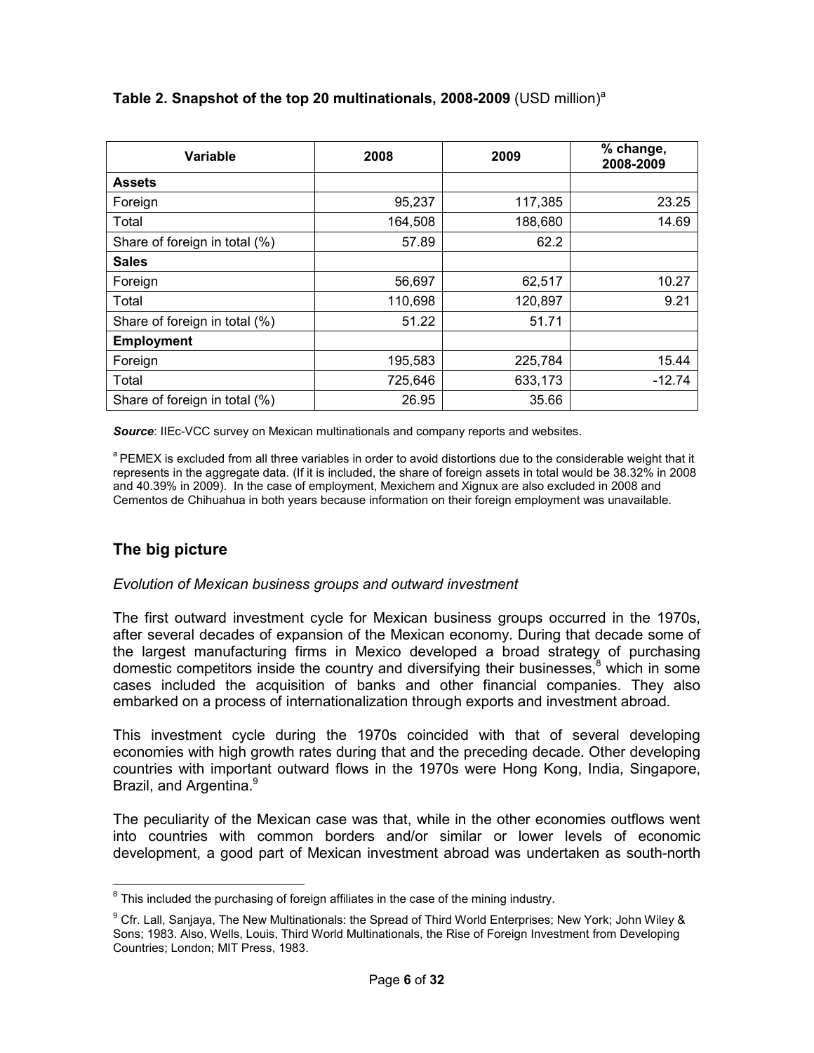**Table 2. Snapshot of the top 20 multinationals, 2008-2009** (USD million)[a]

| Variable | 2008 | 2009 | % change, 2008-2009 |
|---|---|---|---|
| **Assets** | | | |
| Foreign | 95,237 | 117,385 | 23.25 |
| Total | 164,508 | 188,680 | 14.69 |
| Share of foreign in total (%) | 57.89 | 62.2 | |
| **Sales** | | | |
| Foreign | 56,697 | 62,517 | 10.27 |
| Total | 110,698 | 120,897 | 9.21 |
| Share of foreign in total (%) | 51.22 | 51.71 | |
| **Employment** | | | |
| Foreign | 195,583 | 225,784 | 15.44 |
| Total | 725,646 | 633,173 | -12.74 |
| Share of foreign in total (%) | 26.95 | 35.66 | |

***Source***: IIEc-VCC survey on Mexican multinationals and company reports and websites.

[a] PEMEX is excluded from all three variables in order to avoid distortions due to the considerable weight that it represents in the aggregate data. (If it is included, the share of foreign assets in total would be 38.32% in 2008 and 40.39% in 2009). In the case of employment, Mexichem and Xignux are also excluded in 2008 and Cementos de Chihuahua in both years because information on their foreign employment was unavailable.

## The big picture

*Evolution of Mexican business groups and outward investment*

The first outward investment cycle for Mexican business groups occurred in the 1970s, after several decades of expansion of the Mexican economy. During that decade some of the largest manufacturing firms in Mexico developed a broad strategy of purchasing domestic competitors inside the country and diversifying their businesses,[8] which in some cases included the acquisition of banks and other financial companies. They also embarked on a process of internationalization through exports and investment abroad.

This investment cycle during the 1970s coincided with that of several developing economies with high growth rates during that and the preceding decade. Other developing countries with important outward flows in the 1970s were Hong Kong, India, Singapore, Brazil, and Argentina.[9]

The peculiarity of the Mexican case was that, while in the other economies outflows went into countries with common borders and/or similar or lower levels of economic development, a good part of Mexican investment abroad was undertaken as south-north

[8] This included the purchasing of foreign affiliates in the case of the mining industry.

[9] Cfr. Lall, Sanjaya, The New Multinationals: the Spread of Third World Enterprises; New York; John Wiley & Sons; 1983. Also, Wells, Louis, Third World Multinationals, the Rise of Foreign Investment from Developing Countries; London; MIT Press, 1983.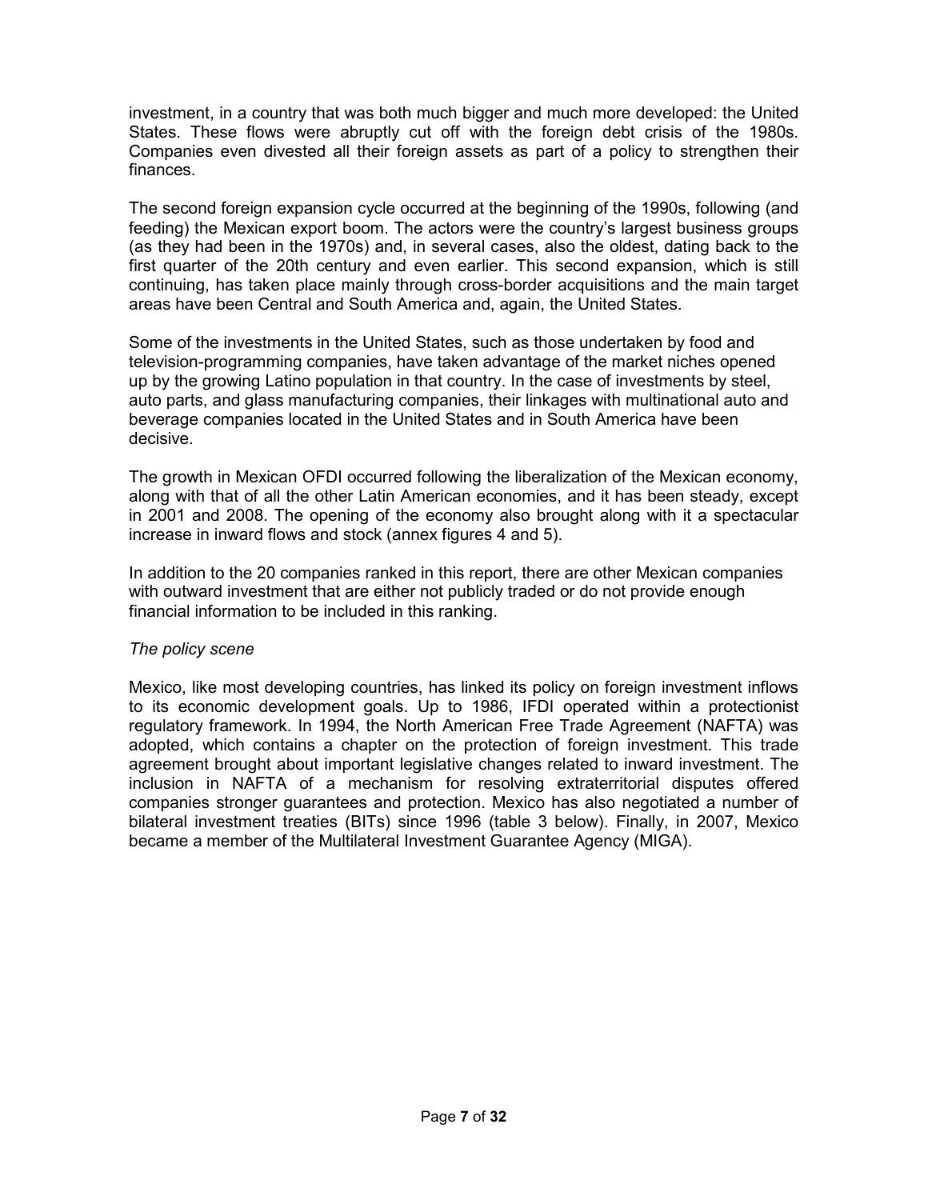investment, in a country that was both much bigger and much more developed: the United States. These flows were abruptly cut off with the foreign debt crisis of the 1980s. Companies even divested all their foreign assets as part of a policy to strengthen their finances.

The second foreign expansion cycle occurred at the beginning of the 1990s, following (and feeding) the Mexican export boom. The actors were the country's largest business groups (as they had been in the 1970s) and, in several cases, also the oldest, dating back to the first quarter of the 20th century and even earlier. This second expansion, which is still continuing, has taken place mainly through cross-border acquisitions and the main target areas have been Central and South America and, again, the United States.

Some of the investments in the United States, such as those undertaken by food and television-programming companies, have taken advantage of the market niches opened up by the growing Latino population in that country. In the case of investments by steel, auto parts, and glass manufacturing companies, their linkages with multinational auto and beverage companies located in the United States and in South America have been decisive.

The growth in Mexican OFDI occurred following the liberalization of the Mexican economy, along with that of all the other Latin American economies, and it has been steady, except in 2001 and 2008. The opening of the economy also brought along with it a spectacular increase in inward flows and stock (annex figures 4 and 5).

In addition to the 20 companies ranked in this report, there are other Mexican companies with outward investment that are either not publicly traded or do not provide enough financial information to be included in this ranking.

*The policy scene*

Mexico, like most developing countries, has linked its policy on foreign investment inflows to its economic development goals. Up to 1986, IFDI operated within a protectionist regulatory framework. In 1994, the North American Free Trade Agreement (NAFTA) was adopted, which contains a chapter on the protection of foreign investment. This trade agreement brought about important legislative changes related to inward investment. The inclusion in NAFTA of a mechanism for resolving extraterritorial disputes offered companies stronger guarantees and protection. Mexico has also negotiated a number of bilateral investment treaties (BITs) since 1996 (table 3 below). Finally, in 2007, Mexico became a member of the Multilateral Investment Guarantee Agency (MIGA).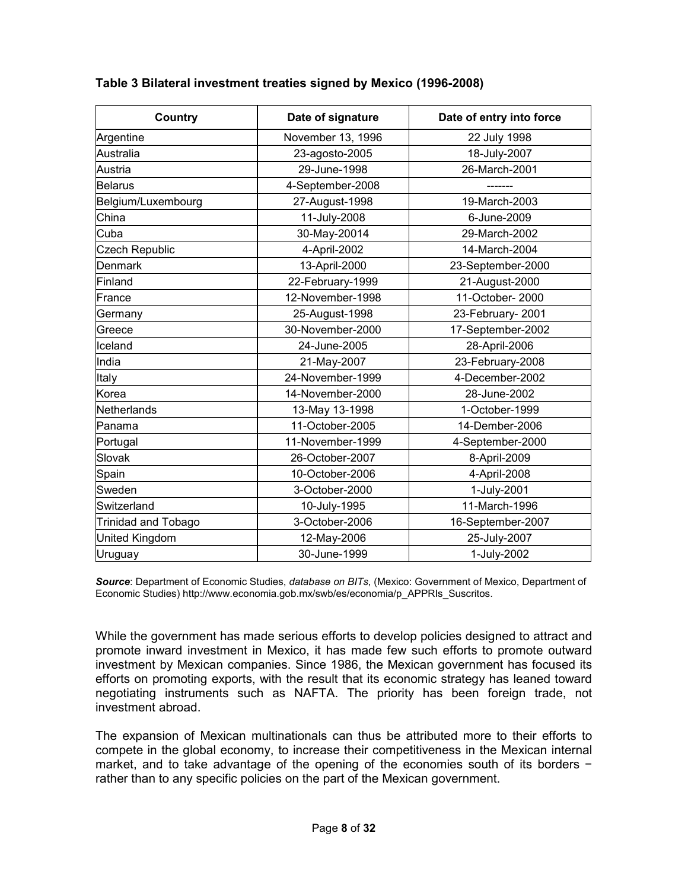**Table 3 Bilateral investment treaties signed by Mexico (1996-2008)**

| Country | Date of signature | Date of entry into force |
|---|---|---|
| Argentine | November 13, 1996 | 22 July 1998 |
| Australia | 23-agosto-2005 | 18-July-2007 |
| Austria | 29-June-1998 | 26-March-2001 |
| Belarus | 4-September-2008 | ------- |
| Belgium/Luxembourg | 27-August-1998 | 19-March-2003 |
| China | 11-July-2008 | 6-June-2009 |
| Cuba | 30-May-20014 | 29-March-2002 |
| Czech Republic | 4-April-2002 | 14-March-2004 |
| Denmark | 13-April-2000 | 23-September-2000 |
| Finland | 22-February-1999 | 21-August-2000 |
| France | 12-November-1998 | 11-October- 2000 |
| Germany | 25-August-1998 | 23-February- 2001 |
| Greece | 30-November-2000 | 17-September-2002 |
| Iceland | 24-June-2005 | 28-April-2006 |
| India | 21-May-2007 | 23-February-2008 |
| Italy | 24-November-1999 | 4-December-2002 |
| Korea | 14-November-2000 | 28-June-2002 |
| Netherlands | 13-May 13-1998 | 1-October-1999 |
| Panama | 11-October-2005 | 14-Dember-2006 |
| Portugal | 11-November-1999 | 4-September-2000 |
| Slovak | 26-October-2007 | 8-April-2009 |
| Spain | 10-October-2006 | 4-April-2008 |
| Sweden | 3-October-2000 | 1-July-2001 |
| Switzerland | 10-July-1995 | 11-March-1996 |
| Trinidad and Tobago | 3-October-2006 | 16-September-2007 |
| United Kingdom | 12-May-2006 | 25-July-2007 |
| Uruguay | 30-June-1999 | 1-July-2002 |

***Source***: Department of Economic Studies, *database on BITs*, (Mexico: Government of Mexico, Department of Economic Studies) http://www.economia.gob.mx/swb/es/economia/p_APPRIs_Suscritos.

While the government has made serious efforts to develop policies designed to attract and promote inward investment in Mexico, it has made few such efforts to promote outward investment by Mexican companies. Since 1986, the Mexican government has focused its efforts on promoting exports, with the result that its economic strategy has leaned toward negotiating instruments such as NAFTA. The priority has been foreign trade, not investment abroad.

The expansion of Mexican multinationals can thus be attributed more to their efforts to compete in the global economy, to increase their competitiveness in the Mexican internal market, and to take advantage of the opening of the economies south of its borders − rather than to any specific policies on the part of the Mexican government.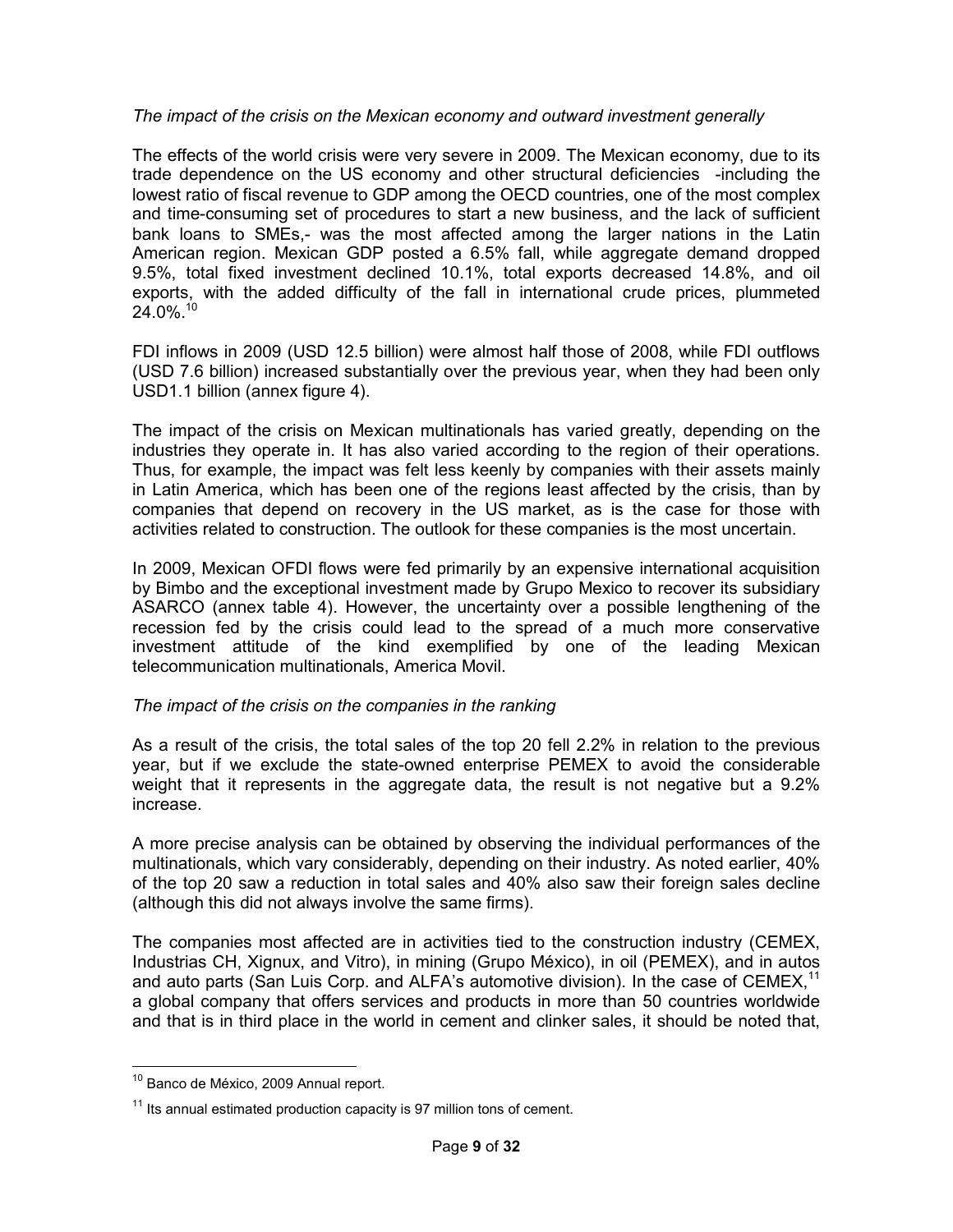*The impact of the crisis on the Mexican economy and outward investment generally*

The effects of the world crisis were very severe in 2009. The Mexican economy, due to its trade dependence on the US economy and other structural deficiencies -including the lowest ratio of fiscal revenue to GDP among the OECD countries, one of the most complex and time-consuming set of procedures to start a new business, and the lack of sufficient bank loans to SMEs,- was the most affected among the larger nations in the Latin American region. Mexican GDP posted a 6.5% fall, while aggregate demand dropped 9.5%, total fixed investment declined 10.1%, total exports decreased 14.8%, and oil exports, with the added difficulty of the fall in international crude prices, plummeted 24.0%.[10]

FDI inflows in 2009 (USD 12.5 billion) were almost half those of 2008, while FDI outflows (USD 7.6 billion) increased substantially over the previous year, when they had been only USD1.1 billion (annex figure 4).

The impact of the crisis on Mexican multinationals has varied greatly, depending on the industries they operate in. It has also varied according to the region of their operations. Thus, for example, the impact was felt less keenly by companies with their assets mainly in Latin America, which has been one of the regions least affected by the crisis, than by companies that depend on recovery in the US market, as is the case for those with activities related to construction. The outlook for these companies is the most uncertain.

In 2009, Mexican OFDI flows were fed primarily by an expensive international acquisition by Bimbo and the exceptional investment made by Grupo Mexico to recover its subsidiary ASARCO (annex table 4). However, the uncertainty over a possible lengthening of the recession fed by the crisis could lead to the spread of a much more conservative investment attitude of the kind exemplified by one of the leading Mexican telecommunication multinationals, America Movil.

*The impact of the crisis on the companies in the ranking*

As a result of the crisis, the total sales of the top 20 fell 2.2% in relation to the previous year, but if we exclude the state-owned enterprise PEMEX to avoid the considerable weight that it represents in the aggregate data, the result is not negative but a 9.2% increase.

A more precise analysis can be obtained by observing the individual performances of the multinationals, which vary considerably, depending on their industry. As noted earlier, 40% of the top 20 saw a reduction in total sales and 40% also saw their foreign sales decline (although this did not always involve the same firms).

The companies most affected are in activities tied to the construction industry (CEMEX, Industrias CH, Xignux, and Vitro), in mining (Grupo México), in oil (PEMEX), and in autos and auto parts (San Luis Corp. and ALFA's automotive division). In the case of CEMEX,[11] a global company that offers services and products in more than 50 countries worldwide and that is in third place in the world in cement and clinker sales, it should be noted that,

[10] Banco de México, 2009 Annual report.

[11] Its annual estimated production capacity is 97 million tons of cement.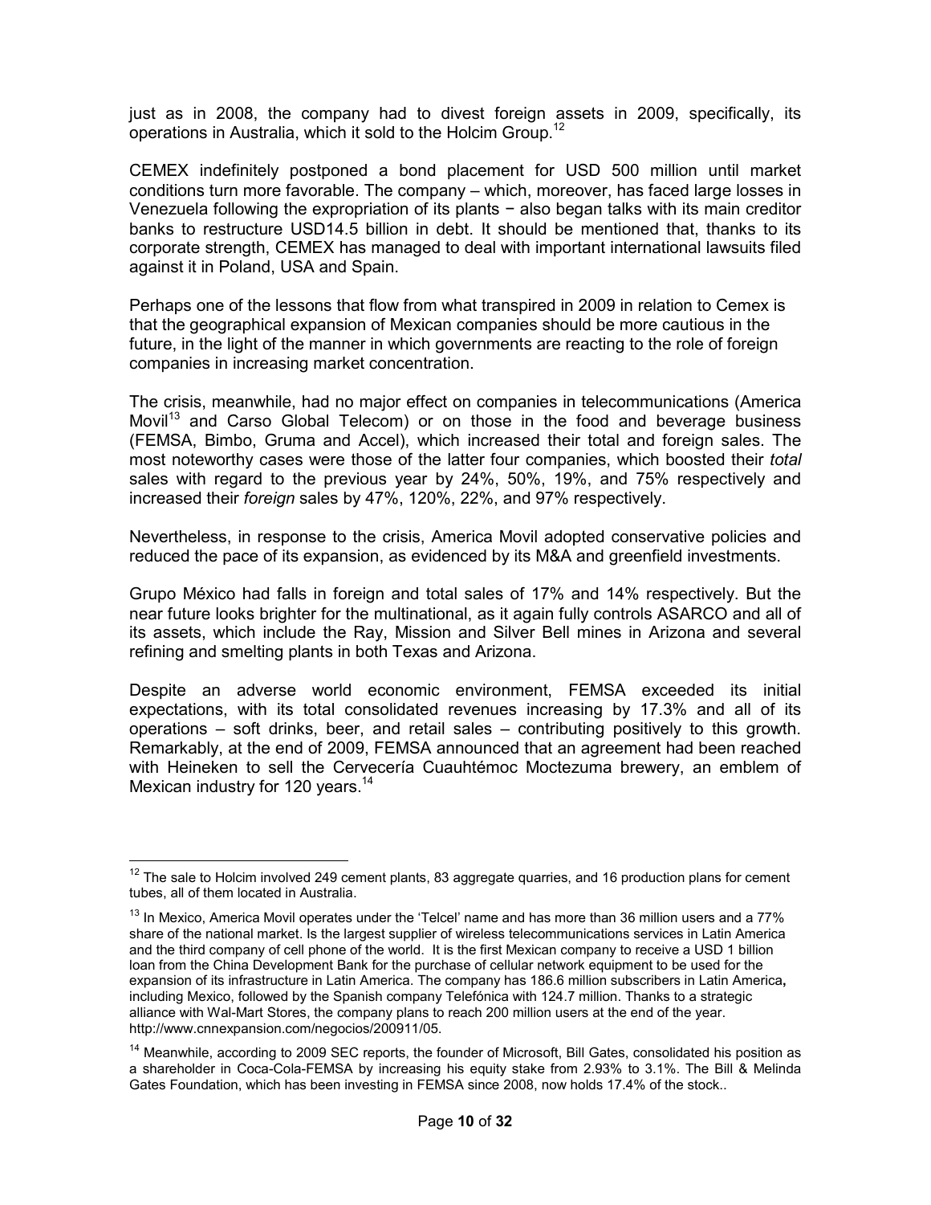just as in 2008, the company had to divest foreign assets in 2009, specifically, its operations in Australia, which it sold to the Holcim Group.[12]

CEMEX indefinitely postponed a bond placement for USD 500 million until market conditions turn more favorable. The company – which, moreover, has faced large losses in Venezuela following the expropriation of its plants − also began talks with its main creditor banks to restructure USD14.5 billion in debt. It should be mentioned that, thanks to its corporate strength, CEMEX has managed to deal with important international lawsuits filed against it in Poland, USA and Spain.

Perhaps one of the lessons that flow from what transpired in 2009 in relation to Cemex is that the geographical expansion of Mexican companies should be more cautious in the future, in the light of the manner in which governments are reacting to the role of foreign companies in increasing market concentration.

The crisis, meanwhile, had no major effect on companies in telecommunications (America Movil[13] and Carso Global Telecom) or on those in the food and beverage business (FEMSA, Bimbo, Gruma and Accel), which increased their total and foreign sales. The most noteworthy cases were those of the latter four companies, which boosted their *total* sales with regard to the previous year by 24%, 50%, 19%, and 75% respectively and increased their *foreign* sales by 47%, 120%, 22%, and 97% respectively.

Nevertheless, in response to the crisis, America Movil adopted conservative policies and reduced the pace of its expansion, as evidenced by its M&A and greenfield investments.

Grupo México had falls in foreign and total sales of 17% and 14% respectively. But the near future looks brighter for the multinational, as it again fully controls ASARCO and all of its assets, which include the Ray, Mission and Silver Bell mines in Arizona and several refining and smelting plants in both Texas and Arizona.

Despite an adverse world economic environment, FEMSA exceeded its initial expectations, with its total consolidated revenues increasing by 17.3% and all of its operations – soft drinks, beer, and retail sales – contributing positively to this growth. Remarkably, at the end of 2009, FEMSA announced that an agreement had been reached with Heineken to sell the Cervecería Cuauhtémoc Moctezuma brewery, an emblem of Mexican industry for 120 years.[14]

---

[12] The sale to Holcim involved 249 cement plants, 83 aggregate quarries, and 16 production plans for cement tubes, all of them located in Australia.

[13] In Mexico, America Movil operates under the 'Telcel' name and has more than 36 million users and a 77% share of the national market. Is the largest supplier of wireless telecommunications services in Latin America and the third company of cell phone of the world. It is the first Mexican company to receive a USD 1 billion loan from the China Development Bank for the purchase of cellular network equipment to be used for the expansion of its infrastructure in Latin America. The company has 186.6 million subscribers in Latin America, including Mexico, followed by the Spanish company Telefónica with 124.7 million. Thanks to a strategic alliance with Wal-Mart Stores, the company plans to reach 200 million users at the end of the year. http://www.cnnexpansion.com/negocios/200911/05.

[14] Meanwhile, according to 2009 SEC reports, the founder of Microsoft, Bill Gates, consolidated his position as a shareholder in Coca-Cola-FEMSA by increasing his equity stake from 2.93% to 3.1%. The Bill & Melinda Gates Foundation, which has been investing in FEMSA since 2008, now holds 17.4% of the stock..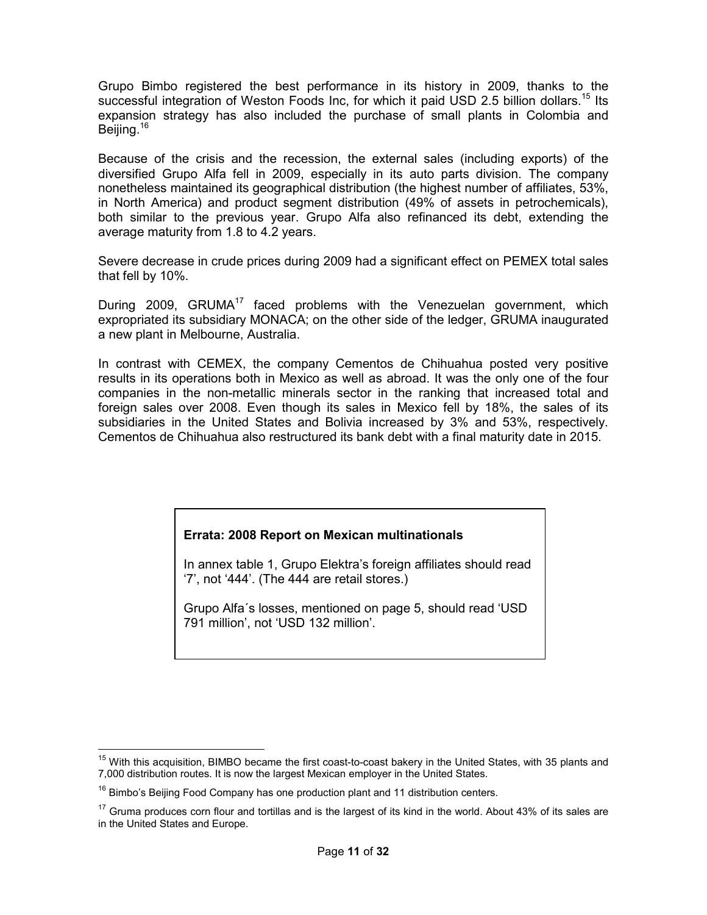Grupo Bimbo registered the best performance in its history in 2009, thanks to the successful integration of Weston Foods Inc, for which it paid USD 2.5 billion dollars.[15] Its expansion strategy has also included the purchase of small plants in Colombia and Beijing.[16]

Because of the crisis and the recession, the external sales (including exports) of the diversified Grupo Alfa fell in 2009, especially in its auto parts division. The company nonetheless maintained its geographical distribution (the highest number of affiliates, 53%, in North America) and product segment distribution (49% of assets in petrochemicals), both similar to the previous year. Grupo Alfa also refinanced its debt, extending the average maturity from 1.8 to 4.2 years.

Severe decrease in crude prices during 2009 had a significant effect on PEMEX total sales that fell by 10%.

During 2009, GRUMA[17] faced problems with the Venezuelan government, which expropriated its subsidiary MONACA; on the other side of the ledger, GRUMA inaugurated a new plant in Melbourne, Australia.

In contrast with CEMEX, the company Cementos de Chihuahua posted very positive results in its operations both in Mexico as well as abroad. It was the only one of the four companies in the non-metallic minerals sector in the ranking that increased total and foreign sales over 2008. Even though its sales in Mexico fell by 18%, the sales of its subsidiaries in the United States and Bolivia increased by 3% and 53%, respectively. Cementos de Chihuahua also restructured its bank debt with a final maturity date in 2015.

**Errata: 2008 Report on Mexican multinationals**

In annex table 1, Grupo Elektra's foreign affiliates should read '7', not '444'. (The 444 are retail stores.)

Grupo Alfa´s losses, mentioned on page 5, should read 'USD 791 million', not 'USD 132 million'.

---

[15] With this acquisition, BIMBO became the first coast-to-coast bakery in the United States, with 35 plants and 7,000 distribution routes. It is now the largest Mexican employer in the United States.

[16] Bimbo's Beijing Food Company has one production plant and 11 distribution centers.

[17] Gruma produces corn flour and tortillas and is the largest of its kind in the world. About 43% of its sales are in the United States and Europe.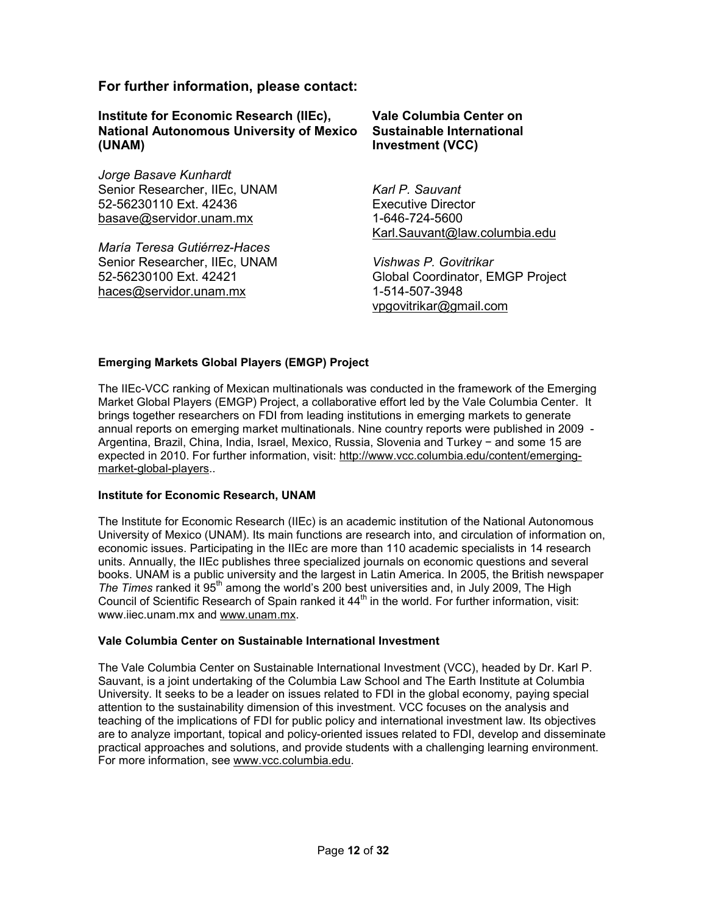## For further information, please contact:

**Institute for Economic Research (IIEc), National Autonomous University of Mexico (UNAM)**

*Jorge Basave Kunhardt*
Senior Researcher, IIEc, UNAM
52-56230110 Ext. 42436
basave@servidor.unam.mx

*María Teresa Gutiérrez-Haces*
Senior Researcher, IIEc, UNAM
52-56230100 Ext. 42421
haces@servidor.unam.mx

**Vale Columbia Center on Sustainable International Investment (VCC)**

*Karl P. Sauvant*
Executive Director
1-646-724-5600
Karl.Sauvant@law.columbia.edu

*Vishwas P. Govitrikar*
Global Coordinator, EMGP Project
1-514-507-3948
vpgovitrikar@gmail.com

#### Emerging Markets Global Players (EMGP) Project

The IIEc-VCC ranking of Mexican multinationals was conducted in the framework of the Emerging Market Global Players (EMGP) Project, a collaborative effort led by the Vale Columbia Center. It brings together researchers on FDI from leading institutions in emerging markets to generate annual reports on emerging market multinationals. Nine country reports were published in 2009 - Argentina, Brazil, China, India, Israel, Mexico, Russia, Slovenia and Turkey − and some 15 are expected in 2010. For further information, visit: http://www.vcc.columbia.edu/content/emerging-market-global-players..

#### Institute for Economic Research, UNAM

The Institute for Economic Research (IIEc) is an academic institution of the National Autonomous University of Mexico (UNAM). Its main functions are research into, and circulation of information on, economic issues. Participating in the IIEc are more than 110 academic specialists in 14 research units. Annually, the IIEc publishes three specialized journals on economic questions and several books. UNAM is a public university and the largest in Latin America. In 2005, the British newspaper *The Times* ranked it 95th among the world's 200 best universities and, in July 2009, The High Council of Scientific Research of Spain ranked it 44th in the world. For further information, visit: www.iiec.unam.mx and www.unam.mx.

#### Vale Columbia Center on Sustainable International Investment

The Vale Columbia Center on Sustainable International Investment (VCC), headed by Dr. Karl P. Sauvant, is a joint undertaking of the Columbia Law School and The Earth Institute at Columbia University. It seeks to be a leader on issues related to FDI in the global economy, paying special attention to the sustainability dimension of this investment. VCC focuses on the analysis and teaching of the implications of FDI for public policy and international investment law. Its objectives are to analyze important, topical and policy-oriented issues related to FDI, develop and disseminate practical approaches and solutions, and provide students with a challenging learning environment. For more information, see www.vcc.columbia.edu.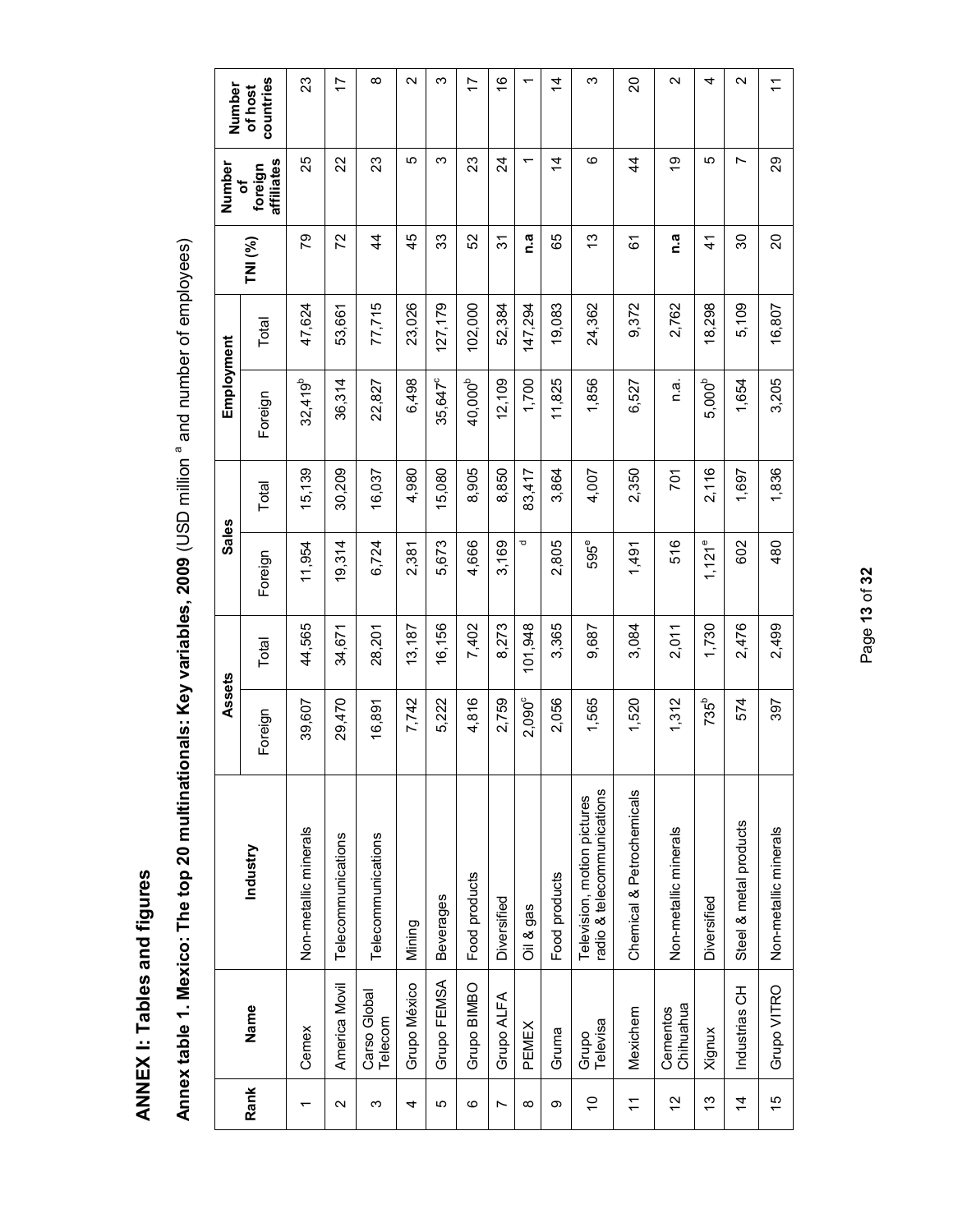# ANNEX I: Tables and figures

**Annex table 1. Mexico: The top 20 multinationals: Key variables, 2009** (USD million [a] and number of employees)

| Rank | Name | Industry | Assets | | Sales | | Employment | | TNI (%) | Number of foreign affiliates | Number of host countries |
|---|---|---|---|---|---|---|---|---|---|---|---|
| | | | Foreign | Total | Foreign | Total | Foreign | Total | | | |
| 1 | Cemex | Non-metallic minerals | 39,607 | 44,565 | 11,954 | 15,139 | 32,419[b] | 47,624 | 79 | 25 | 23 |
| 2 | America Movil | Telecommunications | 29,470 | 34,671 | 19,314 | 30,209 | 36,314 | 53,661 | 72 | 22 | 17 |
| 3 | Carso Global Telecom | Telecommunications | 16,891 | 28,201 | 6,724 | 16,037 | 22,827 | 77,715 | 44 | 23 | 8 |
| 4 | Grupo México | Mining | 7,742 | 13,187 | 2,381 | 4,980 | 6,498 | 23,026 | 45 | 5 | 2 |
| 5 | Grupo FEMSA | Beverages | 5,222 | 16,156 | 5,673 | 15,080 | 35,647[c] | 127,179 | 33 | 3 | 3 |
| 6 | Grupo BIMBO | Food products | 4,816 | 7,402 | 4,666 | 8,905 | 40,000[b] | 102,000 | 52 | 23 | 17 |
| 7 | Grupo ALFA | Diversified | 2,759 | 8,273 | 3,169 | 8,850 | 12,109 | 52,384 | 31 | 24 | 16 |
| 8 | PEMEX | Oil & gas | 2,090[c] | 101,948 | [d] | 83,417 | 1,700 | 147,294 | n.a | 1 | 1 |
| 9 | Gruma | Food products | 2,056 | 3,365 | 2,805 | 3,864 | 11,825 | 19,083 | 65 | 14 | 14 |
| 10 | Grupo Televisa | Television, motion pictures radio & telecommunications | 1,565 | 9,687 | 595[e] | 4,007 | 1,856 | 24,362 | 13 | 6 | 3 |
| 11 | Mexichem | Chemical & Petrochemicals | 1,520 | 3,084 | 1,491 | 2,350 | 6,527 | 9,372 | 61 | 44 | 20 |
| 12 | Cementos Chihuahua | Non-metallic minerals | 1,312 | 2,011 | 516 | 701 | n.a. | 2,762 | n.a | 19 | 2 |
| 13 | Xignux | Diversified | 735[b] | 1,730 | 1,121[e] | 2,116 | 5,000[b] | 18,298 | 41 | 5 | 4 |
| 14 | Industrias CH | Steel & metal products | 574 | 2,476 | 602 | 1,697 | 1,654 | 5,109 | 30 | 7 | 2 |
| 15 | Grupo VITRO | Non-metallic minerals | 397 | 2,499 | 480 | 1,836 | 3,205 | 16,807 | 20 | 29 | 11 |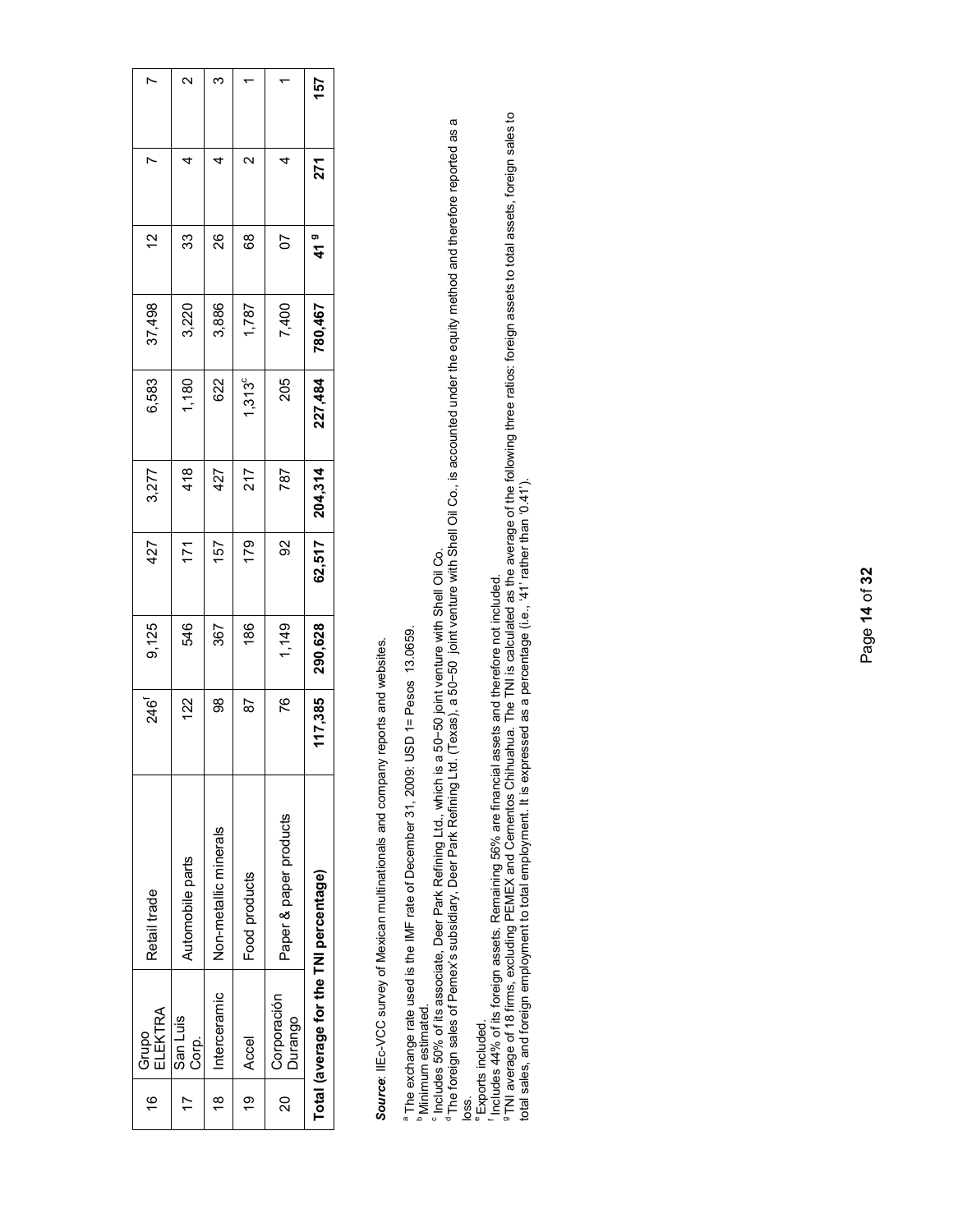| | | | | | | | | | | | |
|---|---|---|---|---|---|---|---|---|---|---|---|
| 16 | Grupo ELEKTRA | Retail trade | 246[f] | 9,125 | 427 | 3,277 | 6,583 | 37,498 | 12 | 7 | 7 |
| 17 | San Luis Corp. | Automobile parts | 122 | 546 | 171 | 418 | 1,180 | 3,220 | 33 | 4 | 2 |
| 18 | Interceramic | Non-metallic minerals | 98 | 367 | 157 | 427 | 622 | 3,886 | 26 | 4 | 3 |
| 19 | Accel | Food products | 87 | 186 | 179 | 217 | 1,313[c] | 1,787 | 68 | 2 | 1 |
| 20 | Corporación Durango | Paper & paper products | 76 | 1,149 | 92 | 787 | 205 | 7,400 | 07 | 4 | 1 |
| **Total (average for the TNI percentage)** | | | **117,385** | **290,628** | **62,517** | **204,314** | **227,484** | **780,467** | **41 [g]** | **271** | **157** |

***Source***: IIEc-VCC survey of Mexican multinationals and company reports and websites.

[a] The exchange rate used is the IMF rate of December 31, 2009: USD 1= Pesos 13.0659.
[b] Minimum estimated.
[c] Includes 50% of its associate, Deer Park Refining Ltd., which is a 50–50 joint venture with Shell Oil Co.
[d] The foreign sales of Pemex's subsidiary, Deer Park Refining Ltd. (Texas), a 50–50 joint venture with Shell Oil Co., is accounted under the equity method and therefore reported as a loss.
[e] Exports included.
[f] Includes 44% of its foreign assets. Remaining 56% are financial assets and therefore not included.
[g] TNI average of 18 firms, excluding PEMEX and Cementos Chihuahua. The TNI is calculated as the average of the following three ratios: foreign assets to total assets, foreign sales to total sales, and foreign employment to total employment. It is expressed as a percentage (i.e., '41' rather than '0.41').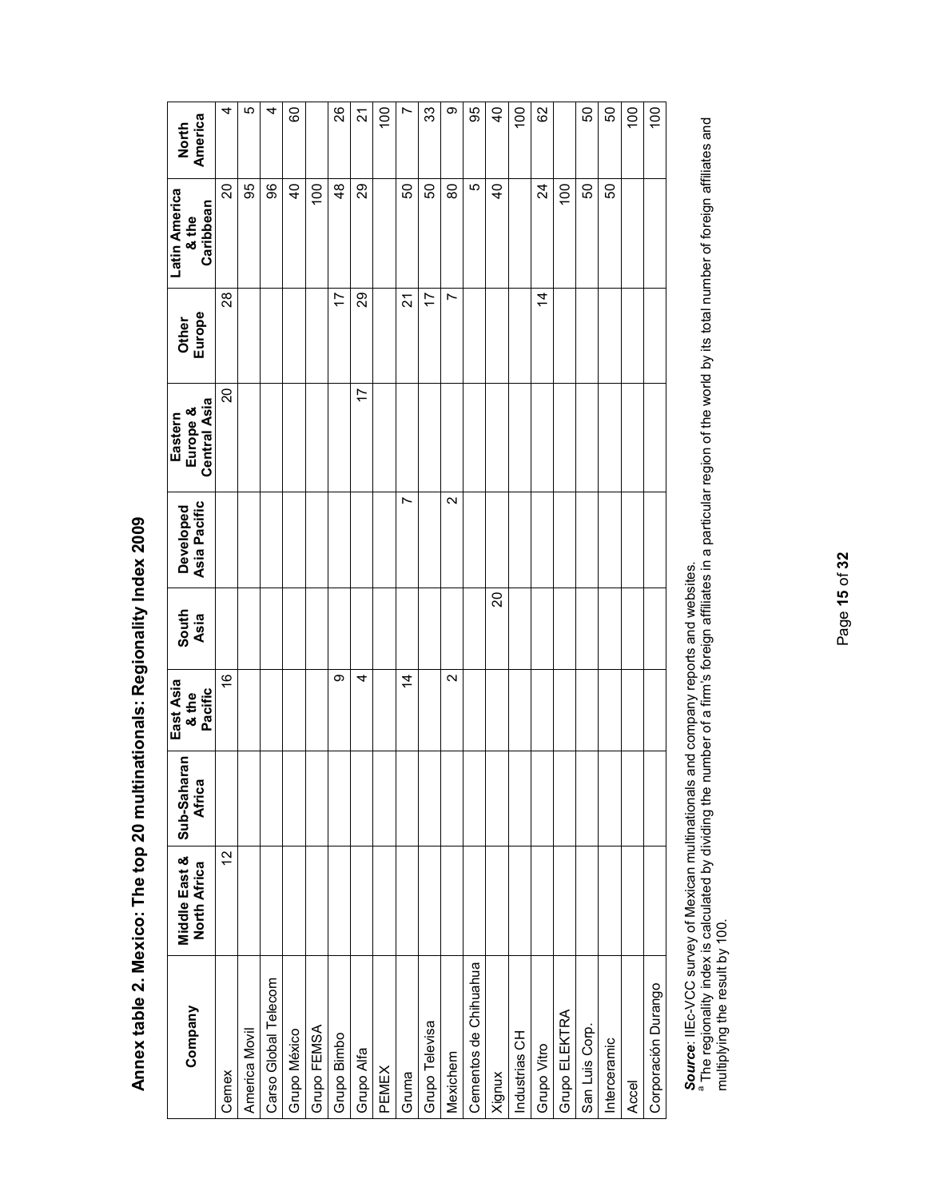## Annex table 2. Mexico: The top 20 multinationals: Regionality Index 2009

| Company | Middle East & North Africa | Sub-Saharan Africa | East Asia & the Pacific | South Asia | Developed Asia Pacific | Eastern Europe & Central Asia | Other Europe | Latin America & the Caribbean | North America |
|---|---|---|---|---|---|---|---|---|---|
| Cemex | 12 | | 16 | | | 20 | 28 | 20 | 4 |
| America Movil | | | | | | | | 95 | 5 |
| Carso Global Telecom | | | | | | | | 96 | 4 |
| Grupo México | | | | | | | | 40 | 60 |
| Grupo FEMSA | | | | | | | | 100 | |
| Grupo Bimbo | | | 9 | | | | 17 | 48 | 26 |
| Grupo Alfa | | | 4 | | | 17 | 29 | 29 | 21 |
| PEMEX | | | | | | | | | 100 |
| Gruma | | | 14 | | 7 | | 21 | 50 | 7 |
| Grupo Televisa | | | | | | | 17 | 50 | 33 |
| Mexichem | | | 2 | | 2 | | 7 | 80 | 9 |
| Cementos de Chihuahua | | | | | | | | 5 | 95 |
| Xignux | | | | 20 | | | | 40 | 40 |
| Industrias CH | | | | | | | | | 100 |
| Grupo Vitro | | | | | | | 14 | 24 | 62 |
| Grupo ELEKTRA | | | | | | | | 100 | |
| San Luis Corp. | | | | | | | | 50 | 50 |
| Interceramic | | | | | | | | 50 | 50 |
| Accel | | | | | | | | | 100 |
| Corporación Durango | | | | | | | | | 100 |

***Source***: IIEc-VCC survey of Mexican multinationals and company reports and websites.

[a] The regionality index is calculated by dividing the number of a firm's foreign affiliates in a particular region of the world by its total number of foreign affiliates and multiplying the result by 100.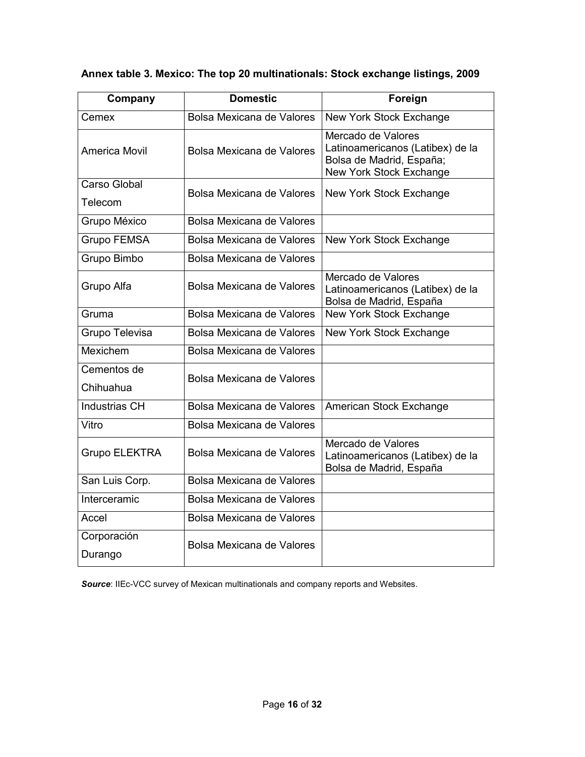**Annex table 3. Mexico: The top 20 multinationals: Stock exchange listings, 2009**

| Company | Domestic | Foreign |
|---|---|---|
| Cemex | Bolsa Mexicana de Valores | New York Stock Exchange |
| America Movil | Bolsa Mexicana de Valores | Mercado de Valores Latinoamericanos (Latibex) de la Bolsa de Madrid, España; New York Stock Exchange |
| Carso Global Telecom | Bolsa Mexicana de Valores | New York Stock Exchange |
| Grupo México | Bolsa Mexicana de Valores | |
| Grupo FEMSA | Bolsa Mexicana de Valores | New York Stock Exchange |
| Grupo Bimbo | Bolsa Mexicana de Valores | |
| Grupo Alfa | Bolsa Mexicana de Valores | Mercado de Valores Latinoamericanos (Latibex) de la Bolsa de Madrid, España |
| Gruma | Bolsa Mexicana de Valores | New York Stock Exchange |
| Grupo Televisa | Bolsa Mexicana de Valores | New York Stock Exchange |
| Mexichem | Bolsa Mexicana de Valores | |
| Cementos de Chihuahua | Bolsa Mexicana de Valores | |
| Industrias CH | Bolsa Mexicana de Valores | American Stock Exchange |
| Vitro | Bolsa Mexicana de Valores | |
| Grupo ELEKTRA | Bolsa Mexicana de Valores | Mercado de Valores Latinoamericanos (Latibex) de la Bolsa de Madrid, España |
| San Luis Corp. | Bolsa Mexicana de Valores | |
| Interceramic | Bolsa Mexicana de Valores | |
| Accel | Bolsa Mexicana de Valores | |
| Corporación Durango | Bolsa Mexicana de Valores | |

***Source***: IIEc-VCC survey of Mexican multinationals and company reports and Websites.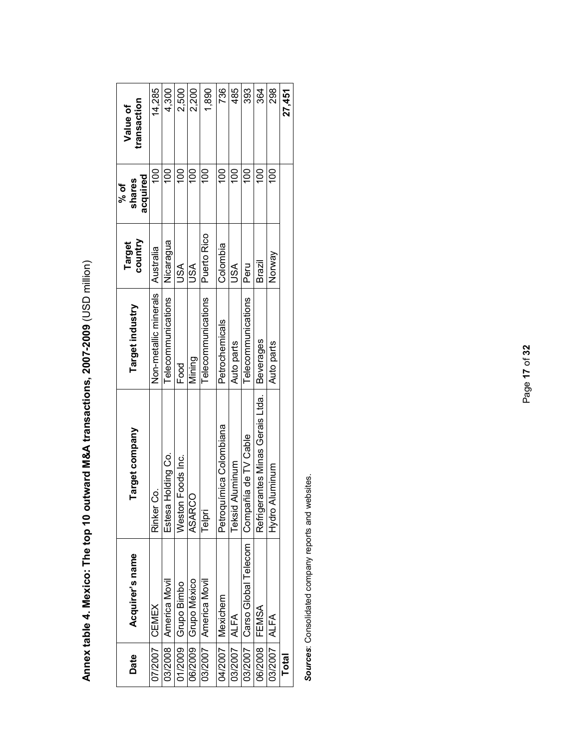**Annex table 4. Mexico: The top 10 outward M&A transactions, 2007-2009** (USD million)

| Date | Acquirer's name | Target company | Target industry | Target country | % of shares acquired | Value of transaction |
|---|---|---|---|---|---|---|
| 07/2007 | CEMEX | Rinker Co. | Non-metallic minerals | Australia | 100 | 14,285 |
| 03/2008 | America Movil | Estesa Holding Co. | Telecommunications | Nicaragua | 100 | 4,300 |
| 01/2009 | Grupo Bimbo | Weston Foods Inc. | Food | USA | 100 | 2,500 |
| 06/2009 | Grupo México | ASARCO | Mining | USA | 100 | 2,200 |
| 03/2007 | America Movil | Telpri | Telecommunications | Puerto Rico | 100 | 1,890 |
| 04/2007 | Mexichem | Petroquímica Colombiana | Petrochemicals | Colombia | 100 | 736 |
| 03/2007 | ALFA | Teksid Aluminum | Auto parts | USA | 100 | 485 |
| 03/2007 | Carso Global Telecom | Compañía de TV Cable | Telecommunications | Peru | 100 | 393 |
| 06/2008 | FEMSA | Refrigerantes Minas Gerais Ltda. | Beverages | Brazil | 100 | 364 |
| 03/2007 | ALFA | Hydro Aluminum | Auto parts | Norway | 100 | 298 |
| **Total** | | | | | | **27,451** |

***Sources***: Consolidated company reports and websites.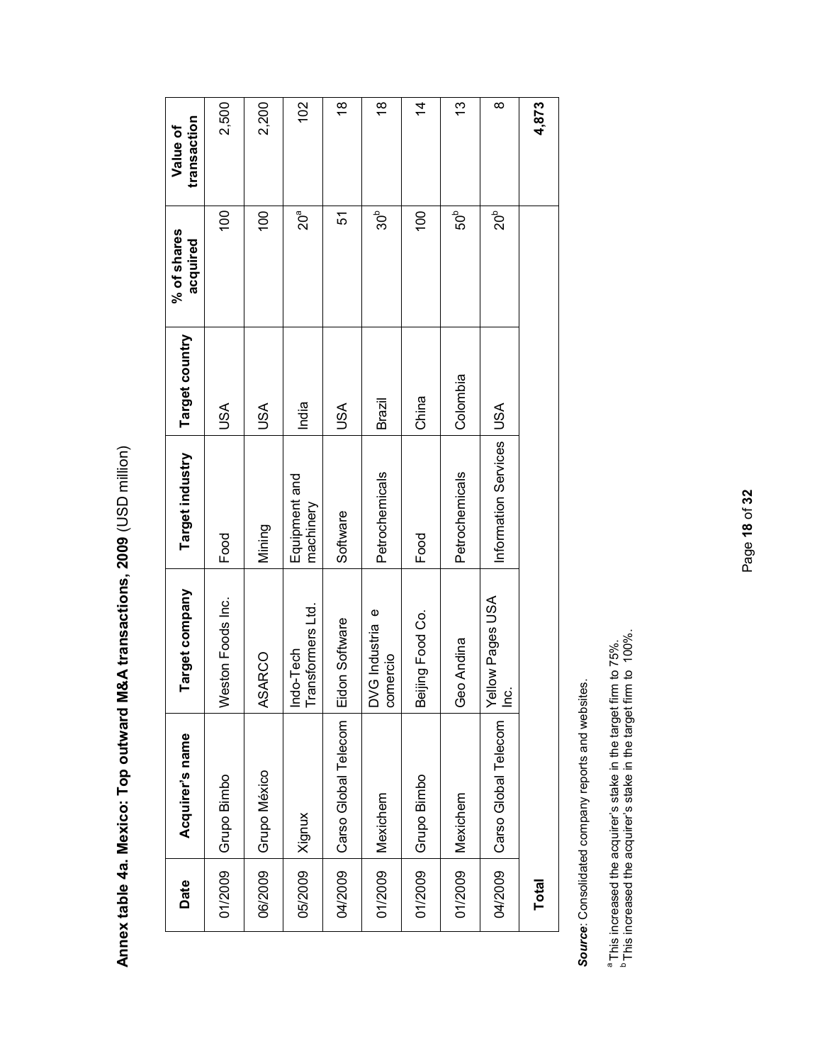**Annex table 4a. Mexico: Top outward M&A transactions, 2009** (USD million)

| Date | Acquirer's name | Target company | Target industry | Target country | % of shares acquired | Value of transaction |
|---|---|---|---|---|---|---|
| 01/2009 | Grupo Bimbo | Weston Foods Inc. | Food | USA | 100 | 2,500 |
| 06/2009 | Grupo México | ASARCO | Mining | USA | 100 | 2,200 |
| 05/2009 | Xignux | Indo-Tech Transformers Ltd. | Equipment and machinery | India | 20[a] | 102 |
| 04/2009 | Carso Global Telecom | Eidon Software | Software | USA | 51 | 18 |
| 01/2009 | Mexichem | DVG Industria e comercio | Petrochemicals | Brazil | 30[b] | 18 |
| 01/2009 | Grupo Bimbo | Beijing Food Co. | Food | China | 100 | 14 |
| 01/2009 | Mexichem | Geo Andina | Petrochemicals | Colombia | 50[b] | 13 |
| 04/2009 | Carso Global Telecom | Yellow Pages USA Inc. | Information Services | USA | 20[b] | 8 |
| **Total** | | | | | | **4,873** |

***Source***: Consolidated company reports and websites.

[a] This increased the acquirer's stake in the target firm to 75%.
[b] This increased the acquirer's stake in the target firm to 100%.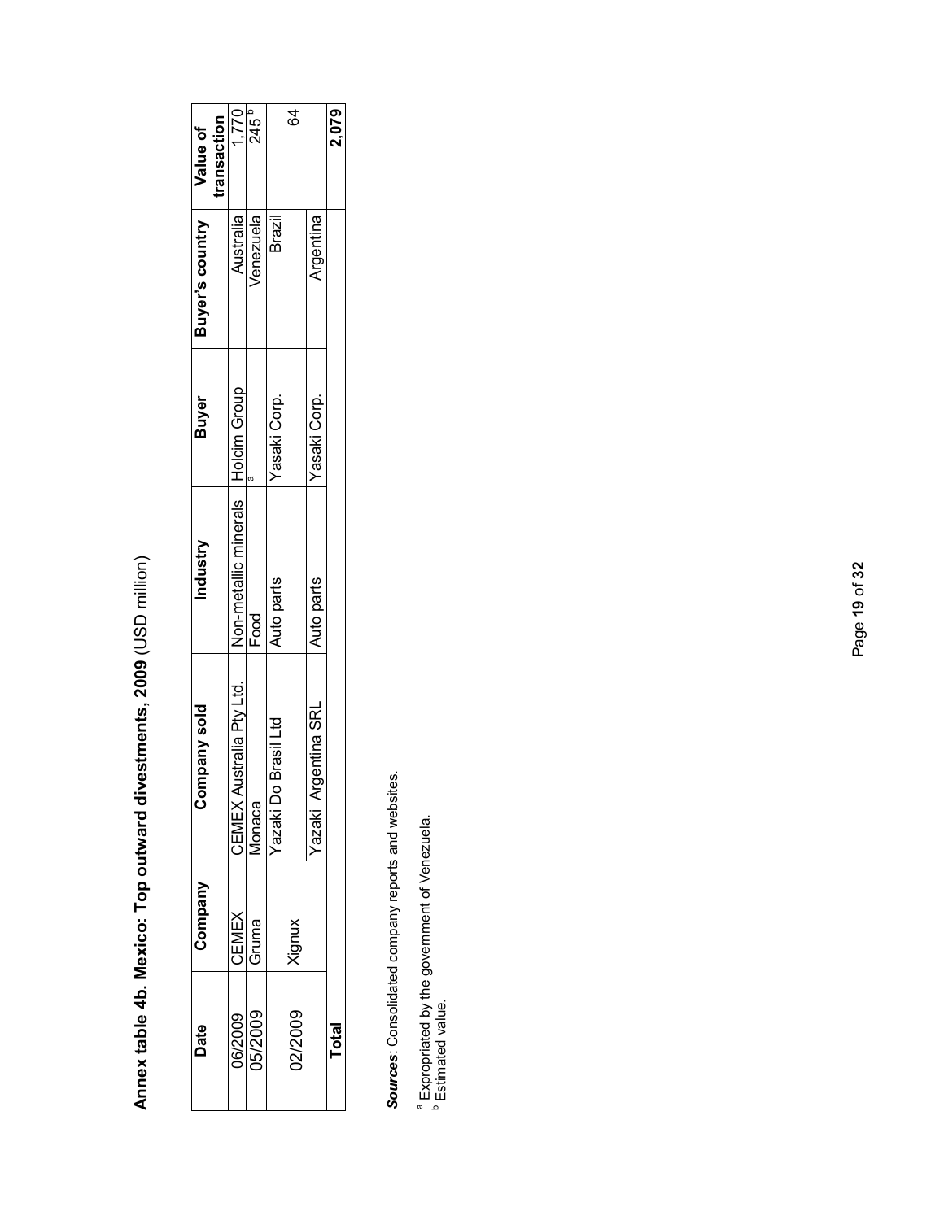**Annex table 4b. Mexico: Top outward divestments, 2009** (USD million)

| Date | Company | Company sold | Industry | Buyer | Buyer's country | Value of transaction |
|---|---|---|---|---|---|---|
| 06/2009 | CEMEX | CEMEX Australia Pty Ltd. | Non-metallic minerals | Holcim Group | Australia | 1,770 |
| 05/2009 | Gruma | Monaca | Food | [a] | Venezuela | 245 [b] |
| 02/2009 | Xignux | Yazaki Do Brasil Ltd | Auto parts | Yasaki Corp. | Brazil | 64 |
| | | Yazaki Argentina SRL | Auto parts | Yasaki Corp. | Argentina | |
| **Total** | | | | | | **2,079** |

***Sources***: Consolidated company reports and websites.

[a] Expropriated by the government of Venezuela.
[b] Estimated value.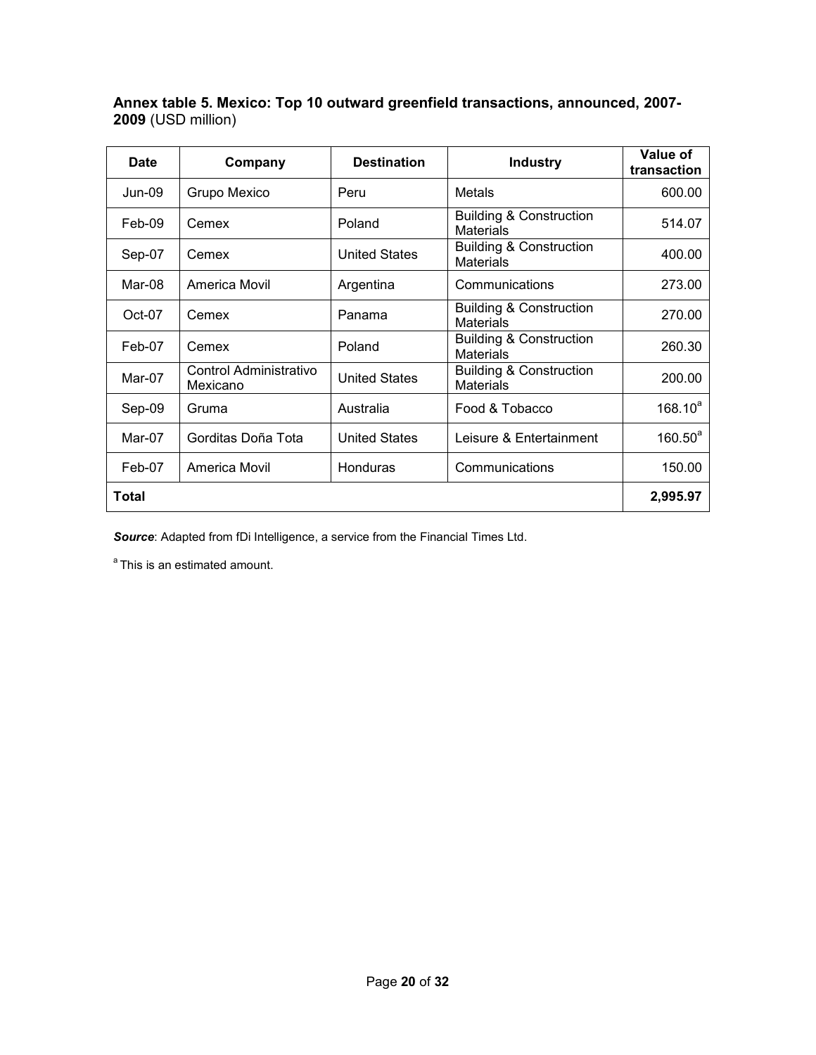**Annex table 5. Mexico: Top 10 outward greenfield transactions, announced, 2007-2009** (USD million)

| Date | Company | Destination | Industry | Value of transaction |
|---|---|---|---|---|
| Jun-09 | Grupo Mexico | Peru | Metals | 600.00 |
| Feb-09 | Cemex | Poland | Building & Construction Materials | 514.07 |
| Sep-07 | Cemex | United States | Building & Construction Materials | 400.00 |
| Mar-08 | America Movil | Argentina | Communications | 273.00 |
| Oct-07 | Cemex | Panama | Building & Construction Materials | 270.00 |
| Feb-07 | Cemex | Poland | Building & Construction Materials | 260.30 |
| Mar-07 | Control Administrativo Mexicano | United States | Building & Construction Materials | 200.00 |
| Sep-09 | Gruma | Australia | Food & Tobacco | 168.10[a] |
| Mar-07 | Gorditas Doña Tota | United States | Leisure & Entertainment | 160.50[a] |
| Feb-07 | America Movil | Honduras | Communications | 150.00 |
| **Total** | | | | **2,995.97** |

***Source***: Adapted from fDi Intelligence, a service from the Financial Times Ltd.

[a] This is an estimated amount.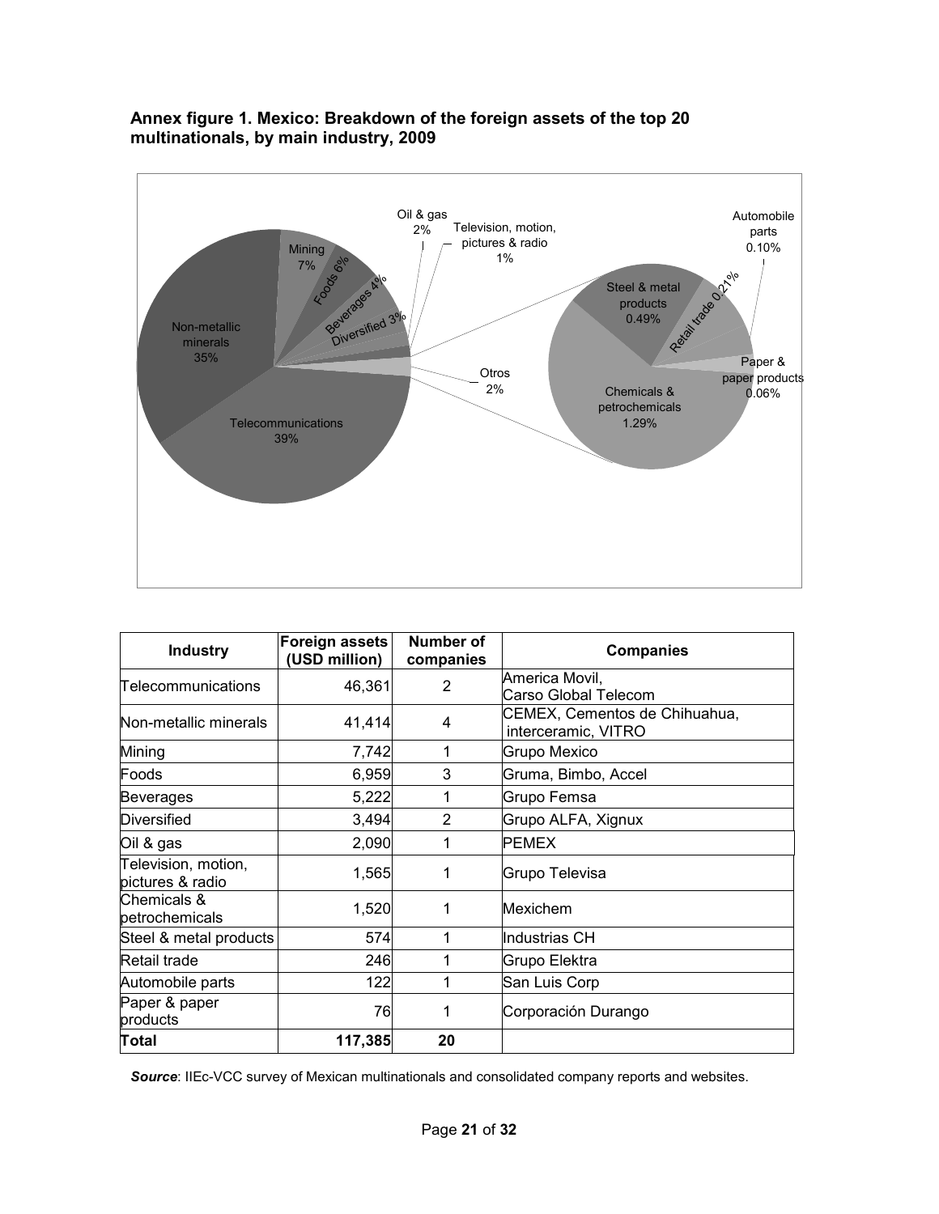**Annex figure 1. Mexico: Breakdown of the foreign assets of the top 20 multinationals, by main industry, 2009**

Non-metallic minerals 35%

Mining 7%

Foods 6%

Beverages 4%

Diversified 3%

Oil & gas 2%

Television, motion, pictures & radio 1%

Otros 2%

Telecommunications 39%

Steel & metal products 0.49%

Retail trade 0.21%

Automobile parts 0.10%

Paper & paper products 0.06%

Chemicals & petrochemicals 1.29%

| Industry | Foreign assets (USD million) | Number of companies | Companies |
|---|---|---|---|
| Telecommunications | 46,361 | 2 | America Movil, Carso Global Telecom |
| Non-metallic minerals | 41,414 | 4 | CEMEX, Cementos de Chihuahua, interceramic, VITRO |
| Mining | 7,742 | 1 | Grupo Mexico |
| Foods | 6,959 | 3 | Gruma, Bimbo, Accel |
| Beverages | 5,222 | 1 | Grupo Femsa |
| Diversified | 3,494 | 2 | Grupo ALFA, Xignux |
| Oil & gas | 2,090 | 1 | PEMEX |
| Television, motion, pictures & radio | 1,565 | 1 | Grupo Televisa |
| Chemicals & petrochemicals | 1,520 | 1 | Mexichem |
| Steel & metal products | 574 | 1 | Industrias CH |
| Retail trade | 246 | 1 | Grupo Elektra |
| Automobile parts | 122 | 1 | San Luis Corp |
| Paper & paper products | 76 | 1 | Corporación Durango |
| **Total** | **117,385** | **20** | |

***Source***: IIEc-VCC survey of Mexican multinationals and consolidated company reports and websites.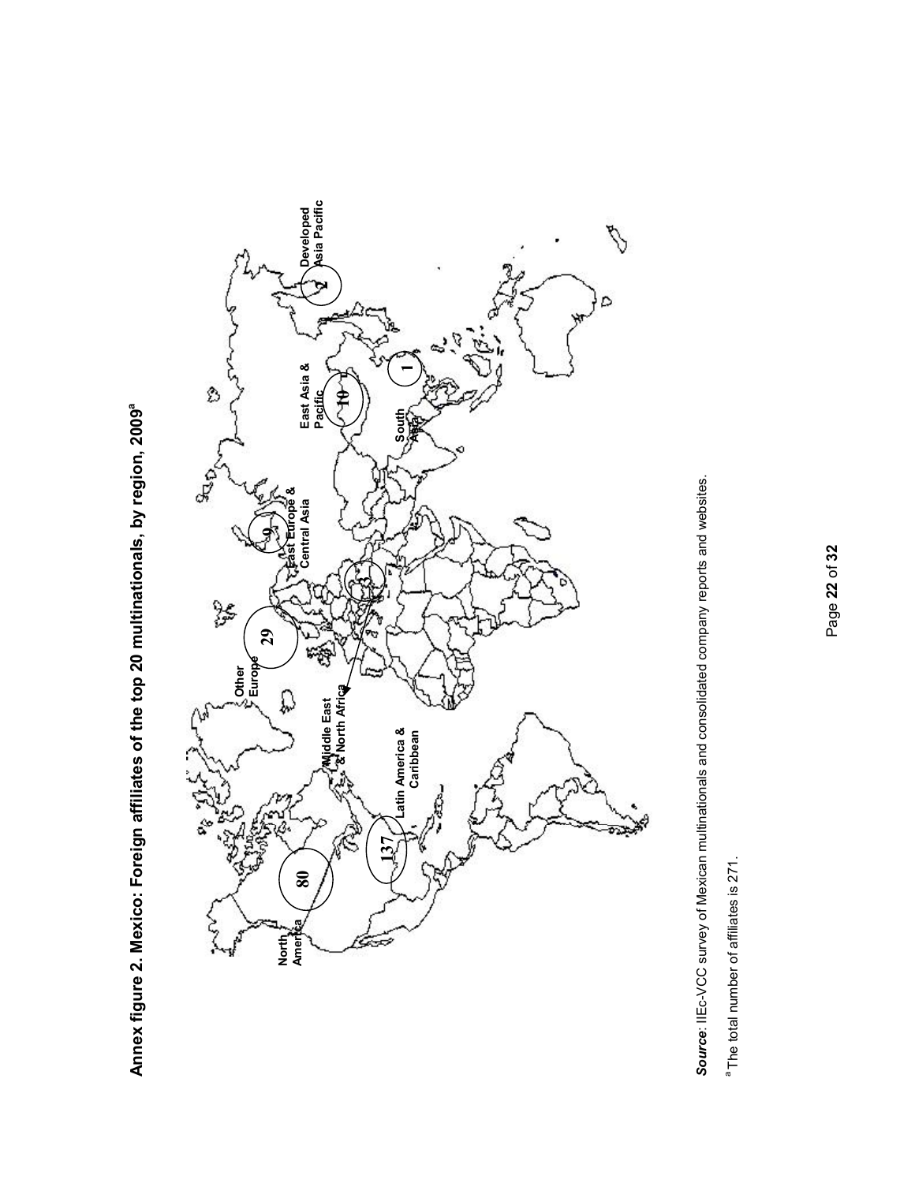**Annex figure 2. Mexico: Foreign affiliates of the top 20 multinationals, by region, 2009[a]**

North America
80

Latin America & Caribbean
137

Other Europe
29

East Europe & Central Asia
9

Middle East & North Africa
3

East Asia & Pacific
10

South Asia
1

Developed Asia Pacific
2

***Source***: IIEc-VCC survey of Mexican multinationals and consolidated company reports and websites.

[a] The total number of affiliates is 271.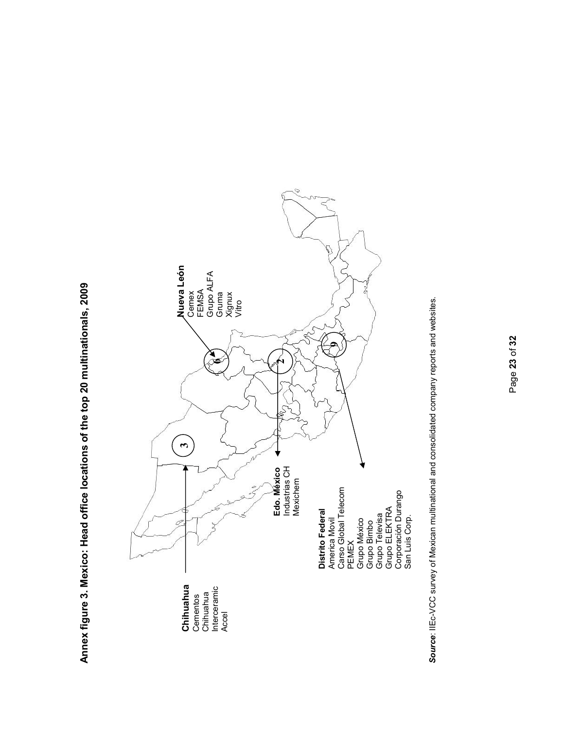**Annex figure 3. Mexico: Head office locations of the top 20 multinationals, 2009**

**Chihuahua**
Cementos
Chihuahua
Interceramic
Accel

3

**Nueva León**
Cemex
FEMSA
Grupo ALFA
Gruma
Xignux
Vitro

6

**Edo. México**
Industrias CH
Mexichem

2

**Distrito Federal**
America Movil
Carso Global Telecom
PEMEX
Grupo México
Grupo Bimbo
Grupo Televisa
Grupo ELEKTRA
Corporación Durango
San Luis Corp.

9

***Source***: IIEc-VCC survey of Mexican multinational and consolidated company reports and websites.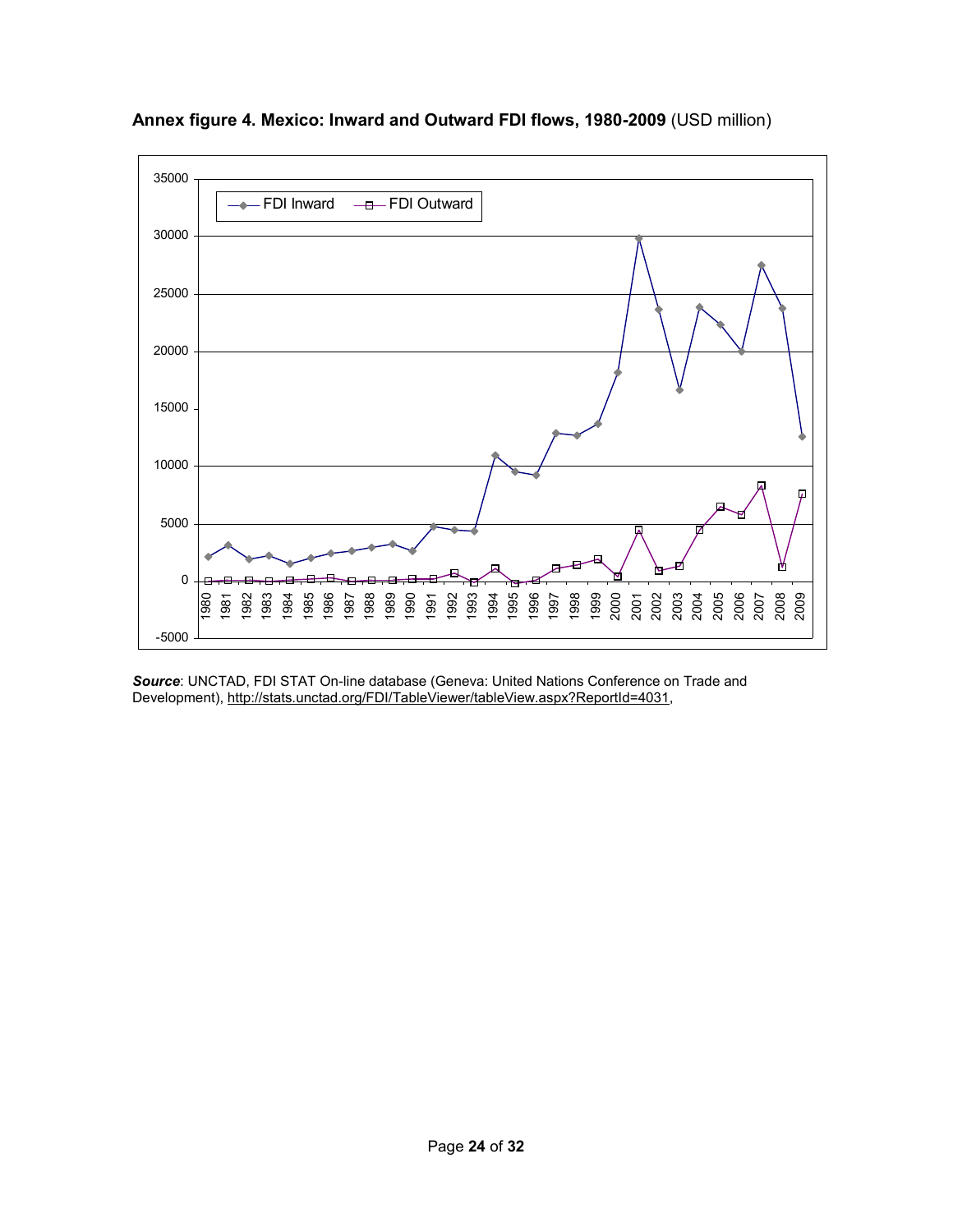**Annex figure 4. Mexico: Inward and Outward FDI flows, 1980-2009** (USD million)

35000
30000
25000
20000
15000
10000
5000
0
-5000

FDI Inward
FDI Outward

1980 1981 1982 1983 1984 1985 1986 1987 1988 1989 1990 1991 1992 1993 1994 1995 1996 1997 1998 1999 2000 2001 2002 2003 2004 2005 2006 2007 2008 2009

***Source***: UNCTAD, FDI STAT On-line database (Geneva: United Nations Conference on Trade and Development), http://stats.unctad.org/FDI/TableViewer/tableView.aspx?ReportId=4031,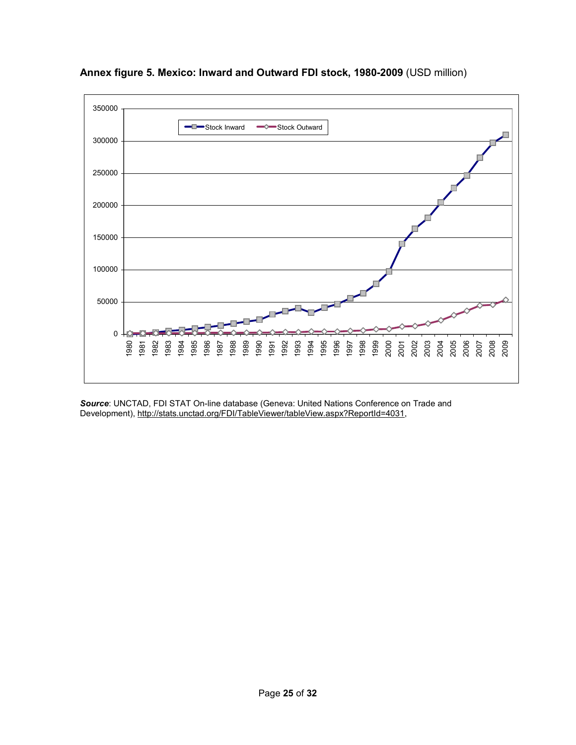**Annex figure 5. Mexico: Inward and Outward FDI stock, 1980-2009** (USD million)

350000
300000
250000
200000
150000
100000
50000
0

Stock Inward
Stock Outward

1980 1981 1982 1983 1984 1985 1986 1987 1988 1989 1990 1991 1992 1993 1994 1995 1996 1997 1998 1999 2000 2001 2002 2003 2004 2005 2006 2007 2008 2009

***Source***: UNCTAD, FDI STAT On-line database (Geneva: United Nations Conference on Trade and Development), http://stats.unctad.org/FDI/TableViewer/tableView.aspx?ReportId=4031,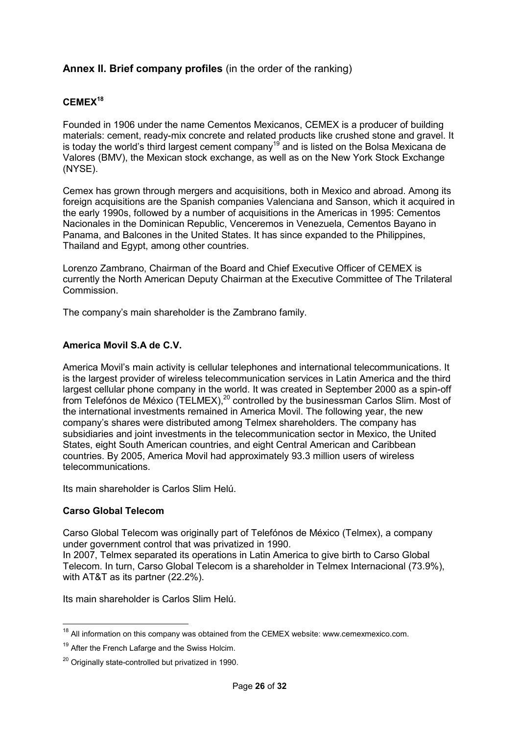## Annex II. Brief company profiles (in the order of the ranking)

### CEMEX[18]

Founded in 1906 under the name Cementos Mexicanos, CEMEX is a producer of building materials: cement, ready-mix concrete and related products like crushed stone and gravel. It is today the world's third largest cement company[19] and is listed on the Bolsa Mexicana de Valores (BMV), the Mexican stock exchange, as well as on the New York Stock Exchange (NYSE).

Cemex has grown through mergers and acquisitions, both in Mexico and abroad. Among its foreign acquisitions are the Spanish companies Valenciana and Sanson, which it acquired in the early 1990s, followed by a number of acquisitions in the Americas in 1995: Cementos Nacionales in the Dominican Republic, Venceremos in Venezuela, Cementos Bayano in Panama, and Balcones in the United States. It has since expanded to the Philippines, Thailand and Egypt, among other countries.

Lorenzo Zambrano, Chairman of the Board and Chief Executive Officer of CEMEX is currently the North American Deputy Chairman at the Executive Committee of The Trilateral Commission.

The company's main shareholder is the Zambrano family.

### America Movil S.A de C.V.

America Movil's main activity is cellular telephones and international telecommunications. It is the largest provider of wireless telecommunication services in Latin America and the third largest cellular phone company in the world. It was created in September 2000 as a spin-off from Telefónos de México (TELMEX),[20] controlled by the businessman Carlos Slim. Most of the international investments remained in America Movil. The following year, the new company's shares were distributed among Telmex shareholders. The company has subsidiaries and joint investments in the telecommunication sector in Mexico, the United States, eight South American countries, and eight Central American and Caribbean countries. By 2005, America Movil had approximately 93.3 million users of wireless telecommunications.

Its main shareholder is Carlos Slim Helú.

### Carso Global Telecom

Carso Global Telecom was originally part of Telefónos de México (Telmex), a company under government control that was privatized in 1990.
In 2007, Telmex separated its operations in Latin America to give birth to Carso Global Telecom. In turn, Carso Global Telecom is a shareholder in Telmex Internacional (73.9%), with AT&T as its partner (22.2%).

Its main shareholder is Carlos Slim Helú.

---

[18] All information on this company was obtained from the CEMEX website: www.cemexmexico.com.

[19] After the French Lafarge and the Swiss Holcim.

[20] Originally state-controlled but privatized in 1990.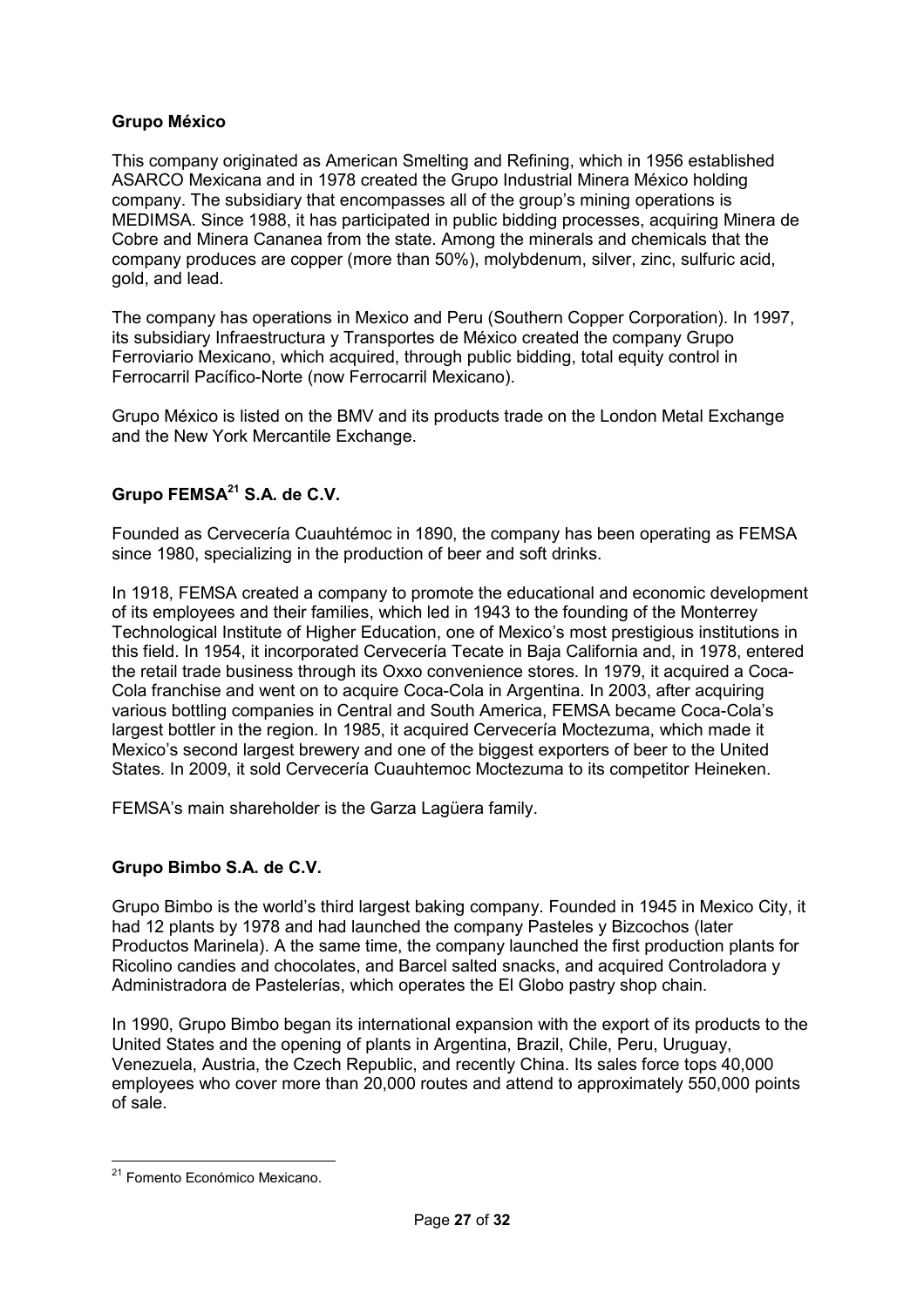**Grupo México**

This company originated as American Smelting and Refining, which in 1956 established ASARCO Mexicana and in 1978 created the Grupo Industrial Minera México holding company. The subsidiary that encompasses all of the group's mining operations is MEDIMSA. Since 1988, it has participated in public bidding processes, acquiring Minera de Cobre and Minera Cananea from the state. Among the minerals and chemicals that the company produces are copper (more than 50%), molybdenum, silver, zinc, sulfuric acid, gold, and lead.

The company has operations in Mexico and Peru (Southern Copper Corporation). In 1997, its subsidiary Infraestructura y Transportes de México created the company Grupo Ferroviario Mexicano, which acquired, through public bidding, total equity control in Ferrocarril Pacífico-Norte (now Ferrocarril Mexicano).

Grupo México is listed on the BMV and its products trade on the London Metal Exchange and the New York Mercantile Exchange.

**Grupo FEMSA[21] S.A. de C.V.**

Founded as Cervecería Cuauhtémoc in 1890, the company has been operating as FEMSA since 1980, specializing in the production of beer and soft drinks.

In 1918, FEMSA created a company to promote the educational and economic development of its employees and their families, which led in 1943 to the founding of the Monterrey Technological Institute of Higher Education, one of Mexico's most prestigious institutions in this field. In 1954, it incorporated Cervecería Tecate in Baja California and, in 1978, entered the retail trade business through its Oxxo convenience stores. In 1979, it acquired a Coca-Cola franchise and went on to acquire Coca-Cola in Argentina. In 2003, after acquiring various bottling companies in Central and South America, FEMSA became Coca-Cola's largest bottler in the region. In 1985, it acquired Cervecería Moctezuma, which made it Mexico's second largest brewery and one of the biggest exporters of beer to the United States. In 2009, it sold Cervecería Cuauhtemoc Moctezuma to its competitor Heineken.

FEMSA's main shareholder is the Garza Lagüera family.

**Grupo Bimbo S.A. de C.V.**

Grupo Bimbo is the world's third largest baking company. Founded in 1945 in Mexico City, it had 12 plants by 1978 and had launched the company Pasteles y Bizcochos (later Productos Marinela). A the same time, the company launched the first production plants for Ricolino candies and chocolates, and Barcel salted snacks, and acquired Controladora y Administradora de Pastelerías, which operates the El Globo pastry shop chain.

In 1990, Grupo Bimbo began its international expansion with the export of its products to the United States and the opening of plants in Argentina, Brazil, Chile, Peru, Uruguay, Venezuela, Austria, the Czech Republic, and recently China. Its sales force tops 40,000 employees who cover more than 20,000 routes and attend to approximately 550,000 points of sale.

[21] Fomento Económico Mexicano.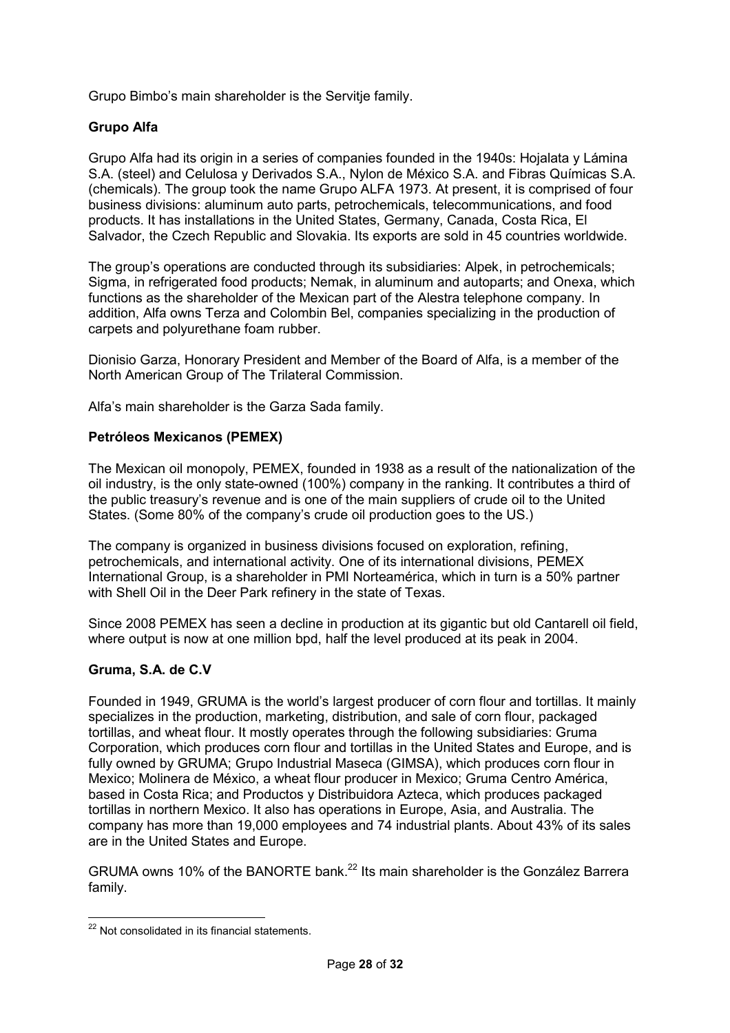Grupo Bimbo's main shareholder is the Servitje family.

### Grupo Alfa

Grupo Alfa had its origin in a series of companies founded in the 1940s: Hojalata y Lámina S.A. (steel) and Celulosa y Derivados S.A., Nylon de México S.A. and Fibras Químicas S.A. (chemicals). The group took the name Grupo ALFA 1973. At present, it is comprised of four business divisions: aluminum auto parts, petrochemicals, telecommunications, and food products. It has installations in the United States, Germany, Canada, Costa Rica, El Salvador, the Czech Republic and Slovakia. Its exports are sold in 45 countries worldwide.

The group's operations are conducted through its subsidiaries: Alpek, in petrochemicals; Sigma, in refrigerated food products; Nemak, in aluminum and autoparts; and Onexa, which functions as the shareholder of the Mexican part of the Alestra telephone company. In addition, Alfa owns Terza and Colombin Bel, companies specializing in the production of carpets and polyurethane foam rubber.

Dionisio Garza, Honorary President and Member of the Board of Alfa, is a member of the North American Group of The Trilateral Commission.

Alfa's main shareholder is the Garza Sada family.

### Petróleos Mexicanos (PEMEX)

The Mexican oil monopoly, PEMEX, founded in 1938 as a result of the nationalization of the oil industry, is the only state-owned (100%) company in the ranking. It contributes a third of the public treasury's revenue and is one of the main suppliers of crude oil to the United States. (Some 80% of the company's crude oil production goes to the US.)

The company is organized in business divisions focused on exploration, refining, petrochemicals, and international activity. One of its international divisions, PEMEX International Group, is a shareholder in PMI Norteamérica, which in turn is a 50% partner with Shell Oil in the Deer Park refinery in the state of Texas.

Since 2008 PEMEX has seen a decline in production at its gigantic but old Cantarell oil field, where output is now at one million bpd, half the level produced at its peak in 2004.

### Gruma, S.A. de C.V

Founded in 1949, GRUMA is the world's largest producer of corn flour and tortillas. It mainly specializes in the production, marketing, distribution, and sale of corn flour, packaged tortillas, and wheat flour. It mostly operates through the following subsidiaries: Gruma Corporation, which produces corn flour and tortillas in the United States and Europe, and is fully owned by GRUMA; Grupo Industrial Maseca (GIMSA), which produces corn flour in Mexico; Molinera de México, a wheat flour producer in Mexico; Gruma Centro América, based in Costa Rica; and Productos y Distribuidora Azteca, which produces packaged tortillas in northern Mexico. It also has operations in Europe, Asia, and Australia. The company has more than 19,000 employees and 74 industrial plants. About 43% of its sales are in the United States and Europe.

GRUMA owns 10% of the BANORTE bank.[22] Its main shareholder is the González Barrera family.

[22] Not consolidated in its financial statements.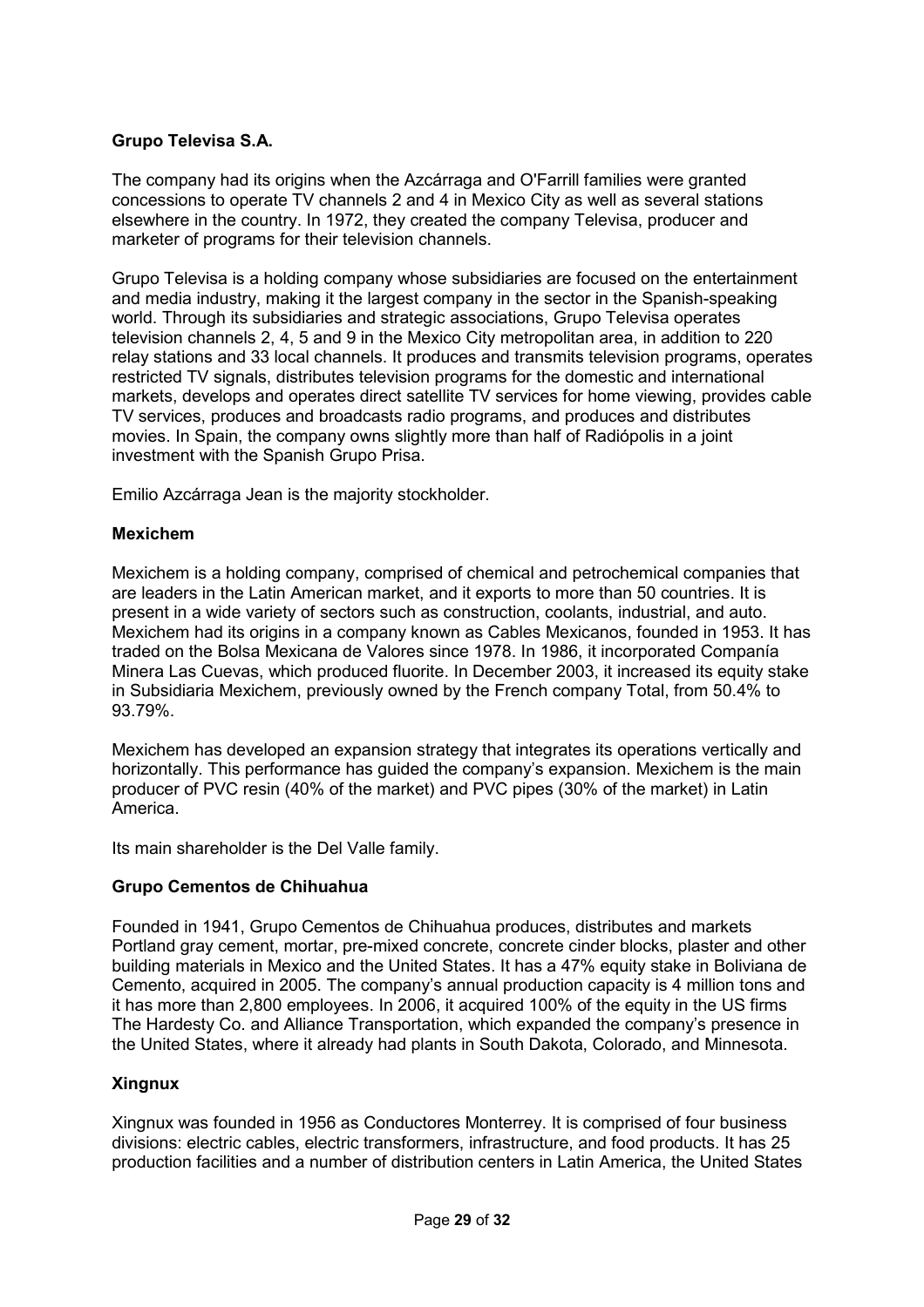**Grupo Televisa S.A.**

The company had its origins when the Azcárraga and O'Farrill families were granted concessions to operate TV channels 2 and 4 in Mexico City as well as several stations elsewhere in the country. In 1972, they created the company Televisa, producer and marketer of programs for their television channels.

Grupo Televisa is a holding company whose subsidiaries are focused on the entertainment and media industry, making it the largest company in the sector in the Spanish-speaking world. Through its subsidiaries and strategic associations, Grupo Televisa operates television channels 2, 4, 5 and 9 in the Mexico City metropolitan area, in addition to 220 relay stations and 33 local channels. It produces and transmits television programs, operates restricted TV signals, distributes television programs for the domestic and international markets, develops and operates direct satellite TV services for home viewing, provides cable TV services, produces and broadcasts radio programs, and produces and distributes movies. In Spain, the company owns slightly more than half of Radiópolis in a joint investment with the Spanish Grupo Prisa.

Emilio Azcárraga Jean is the majority stockholder.

**Mexichem**

Mexichem is a holding company, comprised of chemical and petrochemical companies that are leaders in the Latin American market, and it exports to more than 50 countries. It is present in a wide variety of sectors such as construction, coolants, industrial, and auto. Mexichem had its origins in a company known as Cables Mexicanos, founded in 1953. It has traded on the Bolsa Mexicana de Valores since 1978. In 1986, it incorporated Companía Minera Las Cuevas, which produced fluorite. In December 2003, it increased its equity stake in Subsidiaria Mexichem, previously owned by the French company Total, from 50.4% to 93.79%.

Mexichem has developed an expansion strategy that integrates its operations vertically and horizontally. This performance has guided the company's expansion. Mexichem is the main producer of PVC resin (40% of the market) and PVC pipes (30% of the market) in Latin America.

Its main shareholder is the Del Valle family.

**Grupo Cementos de Chihuahua**

Founded in 1941, Grupo Cementos de Chihuahua produces, distributes and markets Portland gray cement, mortar, pre-mixed concrete, concrete cinder blocks, plaster and other building materials in Mexico and the United States. It has a 47% equity stake in Boliviana de Cemento, acquired in 2005. The company's annual production capacity is 4 million tons and it has more than 2,800 employees. In 2006, it acquired 100% of the equity in the US firms The Hardesty Co. and Alliance Transportation, which expanded the company's presence in the United States, where it already had plants in South Dakota, Colorado, and Minnesota.

**Xingnux**

Xingnux was founded in 1956 as Conductores Monterrey. It is comprised of four business divisions: electric cables, electric transformers, infrastructure, and food products. It has 25 production facilities and a number of distribution centers in Latin America, the United States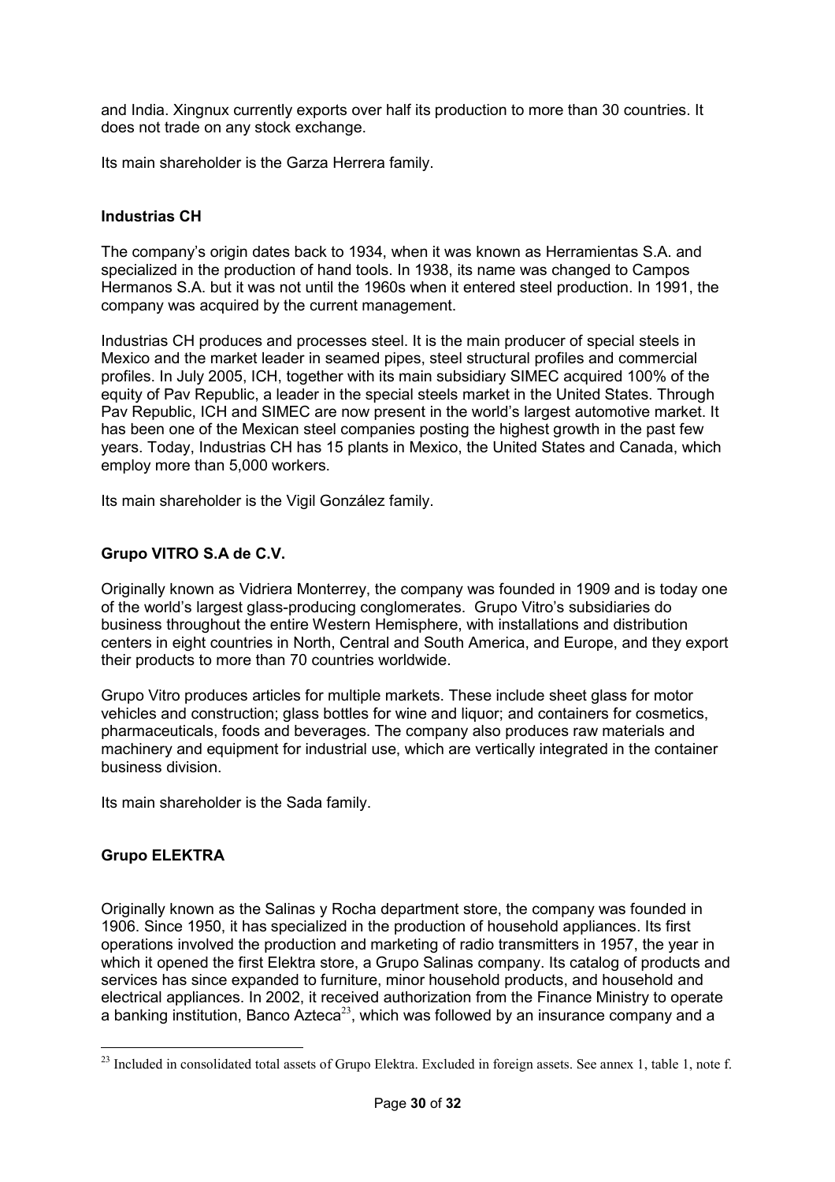and India. Xingnux currently exports over half its production to more than 30 countries. It does not trade on any stock exchange.

Its main shareholder is the Garza Herrera family.

**Industrias CH**

The company's origin dates back to 1934, when it was known as Herramientas S.A. and specialized in the production of hand tools. In 1938, its name was changed to Campos Hermanos S.A. but it was not until the 1960s when it entered steel production. In 1991, the company was acquired by the current management.

Industrias CH produces and processes steel. It is the main producer of special steels in Mexico and the market leader in seamed pipes, steel structural profiles and commercial profiles. In July 2005, ICH, together with its main subsidiary SIMEC acquired 100% of the equity of Pav Republic, a leader in the special steels market in the United States. Through Pav Republic, ICH and SIMEC are now present in the world's largest automotive market. It has been one of the Mexican steel companies posting the highest growth in the past few years. Today, Industrias CH has 15 plants in Mexico, the United States and Canada, which employ more than 5,000 workers.

Its main shareholder is the Vigil González family.

**Grupo VITRO S.A de C.V.**

Originally known as Vidriera Monterrey, the company was founded in 1909 and is today one of the world's largest glass-producing conglomerates. Grupo Vitro's subsidiaries do business throughout the entire Western Hemisphere, with installations and distribution centers in eight countries in North, Central and South America, and Europe, and they export their products to more than 70 countries worldwide.

Grupo Vitro produces articles for multiple markets. These include sheet glass for motor vehicles and construction; glass bottles for wine and liquor; and containers for cosmetics, pharmaceuticals, foods and beverages. The company also produces raw materials and machinery and equipment for industrial use, which are vertically integrated in the container business division.

Its main shareholder is the Sada family.

**Grupo ELEKTRA**

Originally known as the Salinas y Rocha department store, the company was founded in 1906. Since 1950, it has specialized in the production of household appliances. Its first operations involved the production and marketing of radio transmitters in 1957, the year in which it opened the first Elektra store, a Grupo Salinas company. Its catalog of products and services has since expanded to furniture, minor household products, and household and electrical appliances. In 2002, it received authorization from the Finance Ministry to operate a banking institution, Banco Azteca[23], which was followed by an insurance company and a

[23] Included in consolidated total assets of Grupo Elektra. Excluded in foreign assets. See annex 1, table 1, note f.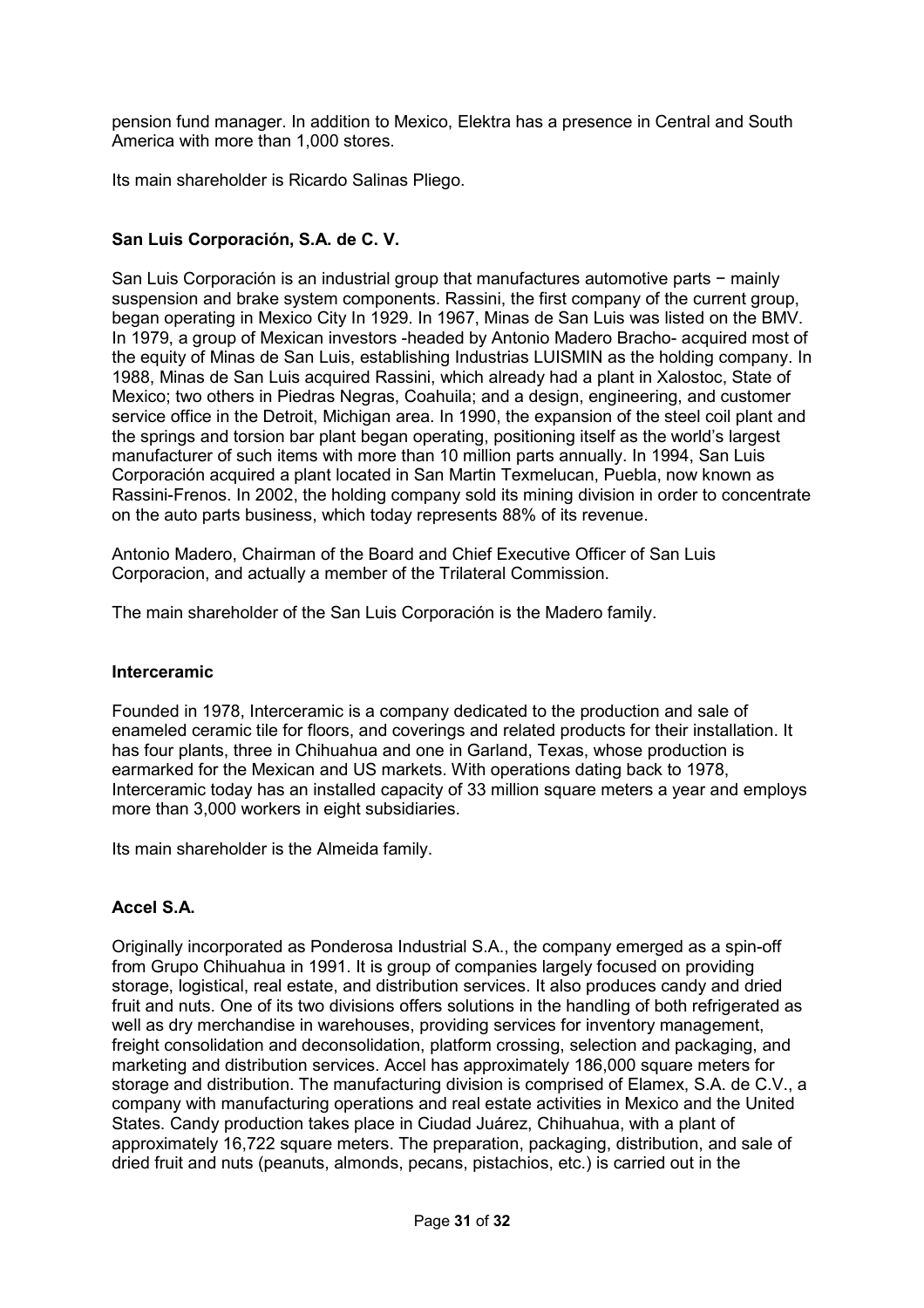pension fund manager. In addition to Mexico, Elektra has a presence in Central and South America with more than 1,000 stores.

Its main shareholder is Ricardo Salinas Pliego.

**San Luis Corporación, S.A. de C. V.**

San Luis Corporación is an industrial group that manufactures automotive parts − mainly suspension and brake system components. Rassini, the first company of the current group, began operating in Mexico City In 1929. In 1967, Minas de San Luis was listed on the BMV. In 1979, a group of Mexican investors -headed by Antonio Madero Bracho- acquired most of the equity of Minas de San Luis, establishing Industrias LUISMIN as the holding company. In 1988, Minas de San Luis acquired Rassini, which already had a plant in Xalostoc, State of Mexico; two others in Piedras Negras, Coahuila; and a design, engineering, and customer service office in the Detroit, Michigan area. In 1990, the expansion of the steel coil plant and the springs and torsion bar plant began operating, positioning itself as the world's largest manufacturer of such items with more than 10 million parts annually. In 1994, San Luis Corporación acquired a plant located in San Martin Texmelucan, Puebla, now known as Rassini-Frenos. In 2002, the holding company sold its mining division in order to concentrate on the auto parts business, which today represents 88% of its revenue.

Antonio Madero, Chairman of the Board and Chief Executive Officer of San Luis Corporacion, and actually a member of the Trilateral Commission.

The main shareholder of the San Luis Corporación is the Madero family.

**Interceramic**

Founded in 1978, Interceramic is a company dedicated to the production and sale of enameled ceramic tile for floors, and coverings and related products for their installation. It has four plants, three in Chihuahua and one in Garland, Texas, whose production is earmarked for the Mexican and US markets. With operations dating back to 1978, Interceramic today has an installed capacity of 33 million square meters a year and employs more than 3,000 workers in eight subsidiaries.

Its main shareholder is the Almeida family.

**Accel S.A.**

Originally incorporated as Ponderosa Industrial S.A., the company emerged as a spin-off from Grupo Chihuahua in 1991. It is group of companies largely focused on providing storage, logistical, real estate, and distribution services. It also produces candy and dried fruit and nuts. One of its two divisions offers solutions in the handling of both refrigerated as well as dry merchandise in warehouses, providing services for inventory management, freight consolidation and deconsolidation, platform crossing, selection and packaging, and marketing and distribution services. Accel has approximately 186,000 square meters for storage and distribution. The manufacturing division is comprised of Elamex, S.A. de C.V., a company with manufacturing operations and real estate activities in Mexico and the United States. Candy production takes place in Ciudad Juárez, Chihuahua, with a plant of approximately 16,722 square meters. The preparation, packaging, distribution, and sale of dried fruit and nuts (peanuts, almonds, pecans, pistachios, etc.) is carried out in the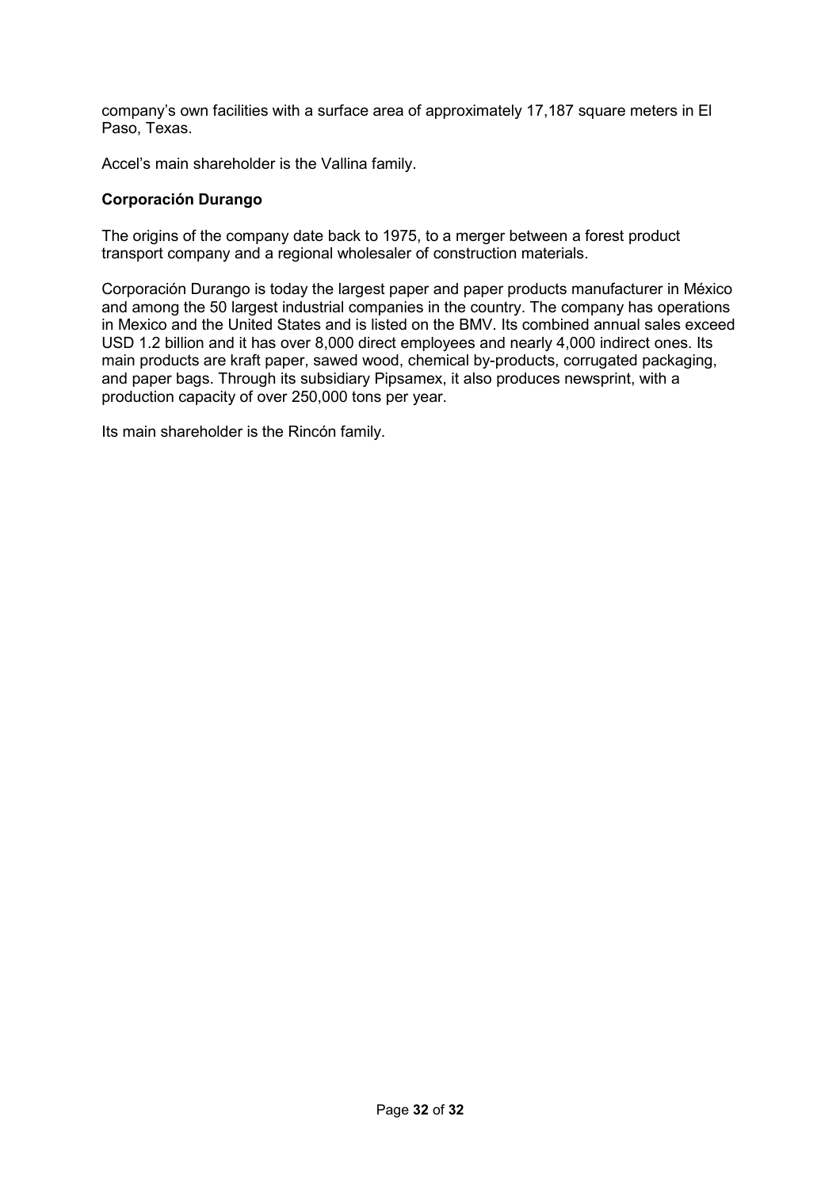company's own facilities with a surface area of approximately 17,187 square meters in El Paso, Texas.

Accel's main shareholder is the Vallina family.

**Corporación Durango**

The origins of the company date back to 1975, to a merger between a forest product transport company and a regional wholesaler of construction materials.

Corporación Durango is today the largest paper and paper products manufacturer in México and among the 50 largest industrial companies in the country. The company has operations in Mexico and the United States and is listed on the BMV. Its combined annual sales exceed USD 1.2 billion and it has over 8,000 direct employees and nearly 4,000 indirect ones. Its main products are kraft paper, sawed wood, chemical by-products, corrugated packaging, and paper bags. Through its subsidiary Pipsamex, it also produces newsprint, with a production capacity of over 250,000 tons per year.

Its main shareholder is the Rincón family.